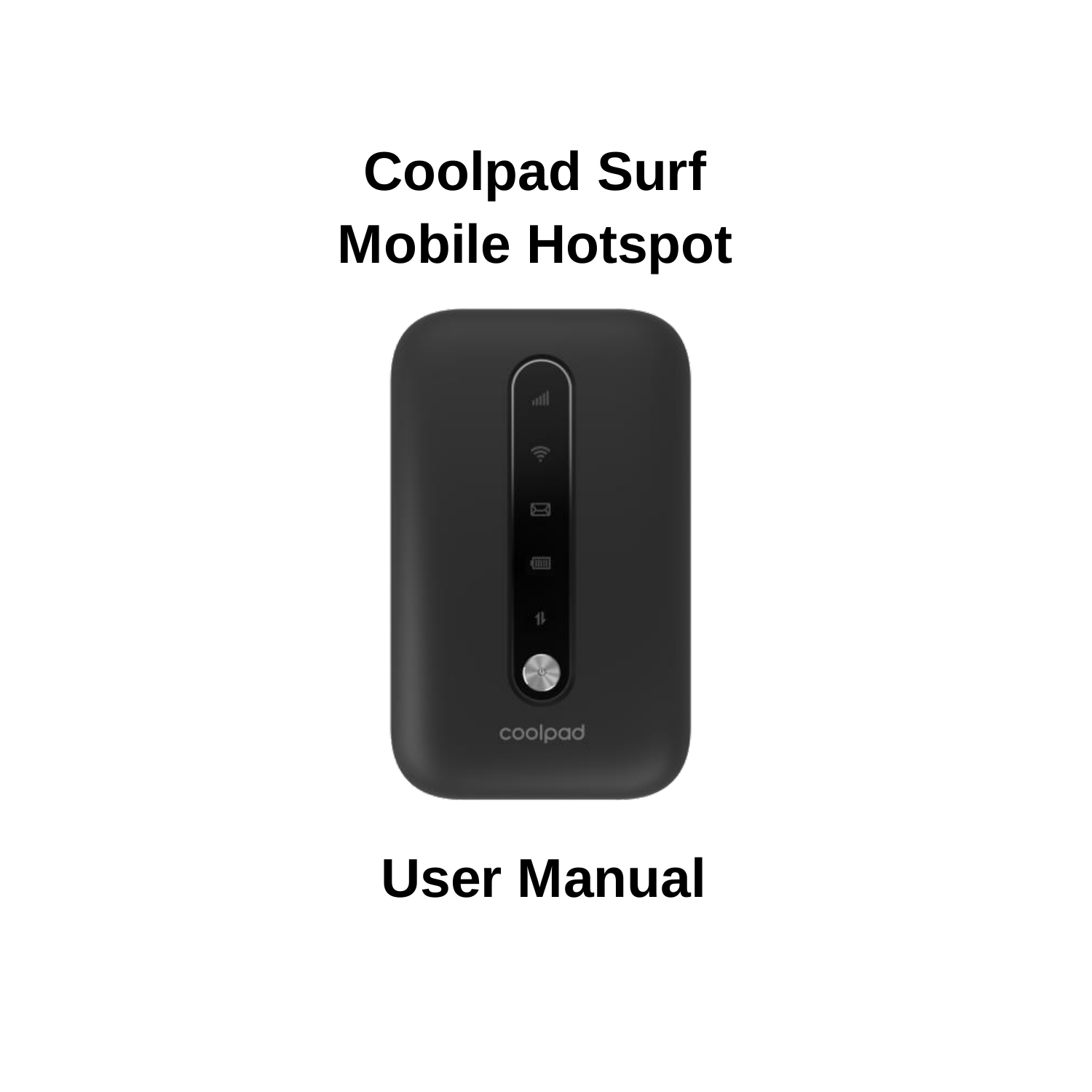# Coolpad Surf
# Mobile Hotspot

# User Manual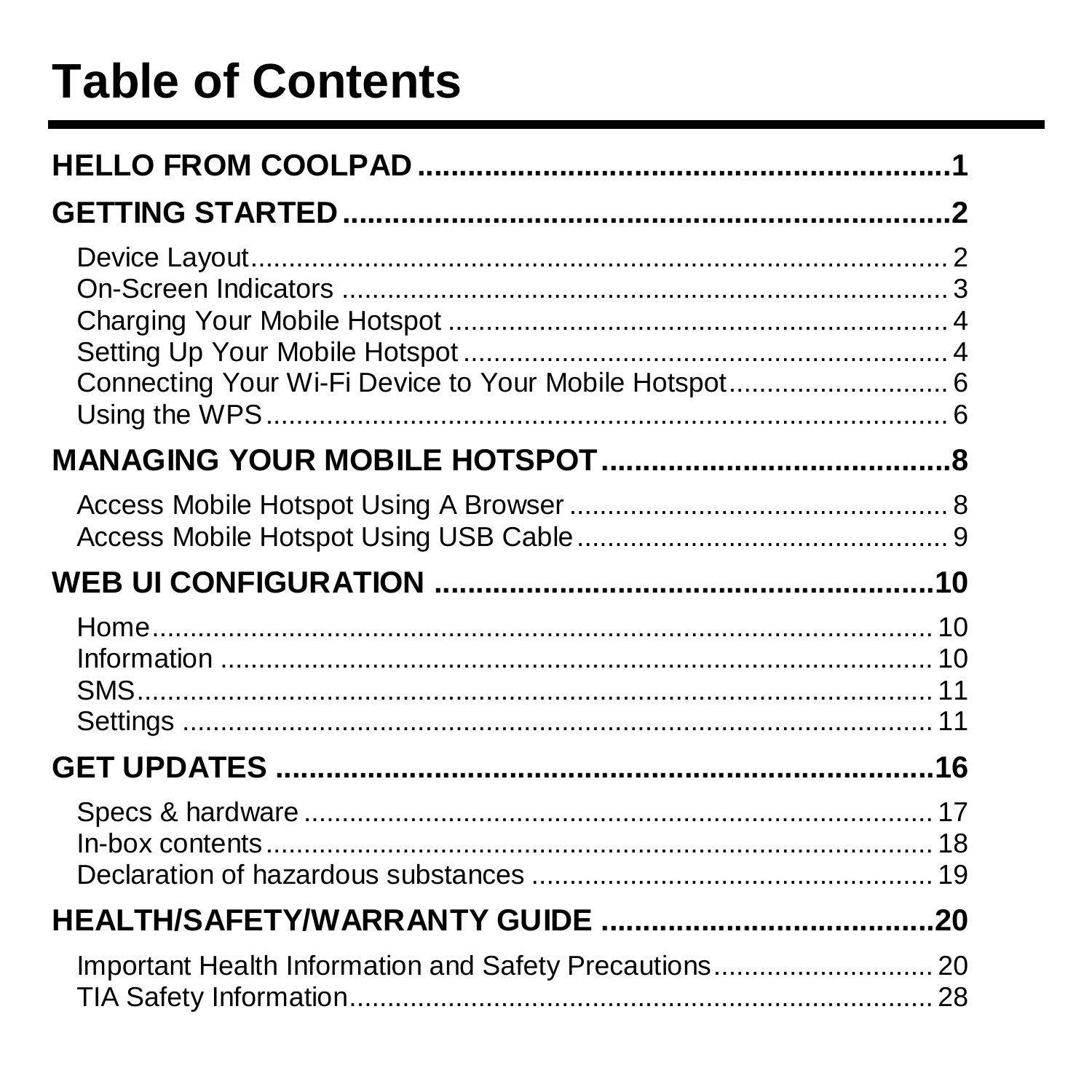# Table of Contents

**HELLO FROM COOLPAD .................................................................1**

**GETTING STARTED .....................................................................2**

Device Layout ..................................................................................2
On-Screen Indicators ......................................................................3
Charging Your Mobile Hotspot ........................................................4
Setting Up Your Mobile Hotspot ......................................................4
Connecting Your Wi-Fi Device to Your Mobile Hotspot ...................6
Using the WPS ................................................................................6

**MANAGING YOUR MOBILE HOTSPOT .........................................8**

Access Mobile Hotspot Using A Browser .........................................8
Access Mobile Hotspot Using USB Cable ........................................9

**WEB UI CONFIGURATION ..........................................................10**

Home ............................................................................................10
Information ....................................................................................10
SMS ..............................................................................................11
Settings .........................................................................................11

**GET UPDATES ............................................................................16**

Specs & hardware .........................................................................17
In-box contents ..............................................................................18
Declaration of hazardous substances ............................................19

**HEALTH/SAFETY/WARRANTY GUIDE ........................................20**

Important Health Information and Safety Precautions ....................20
TIA Safety Information ...................................................................28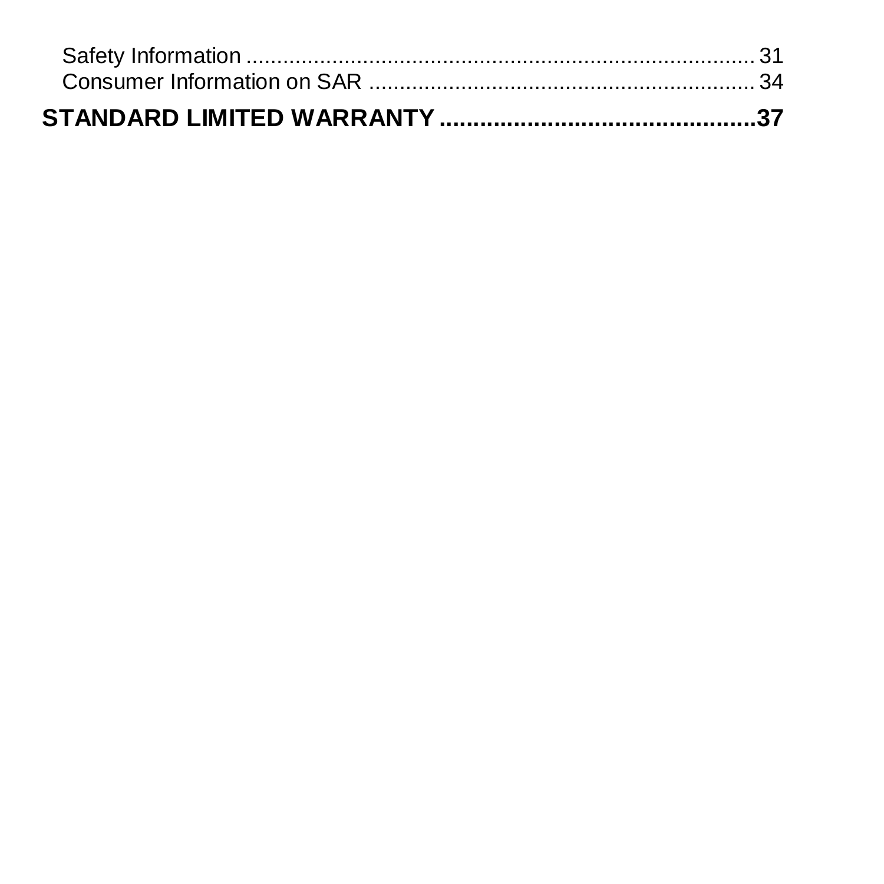Safety Information ........................................................................ 31
Consumer Information on SAR ............................................................ 34

**STANDARD LIMITED WARRANTY ..........................................37**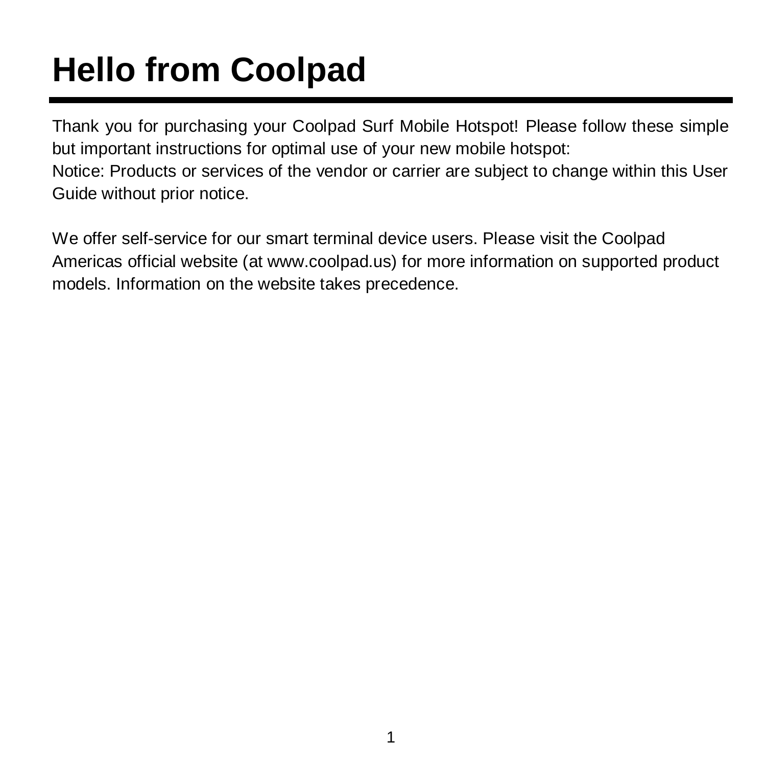# Hello from Coolpad

Thank you for purchasing your Coolpad Surf Mobile Hotspot! Please follow these simple but important instructions for optimal use of your new mobile hotspot:
Notice: Products or services of the vendor or carrier are subject to change within this User Guide without prior notice.

We offer self-service for our smart terminal device users. Please visit the Coolpad Americas official website (at www.coolpad.us) for more information on supported product models. Information on the website takes precedence.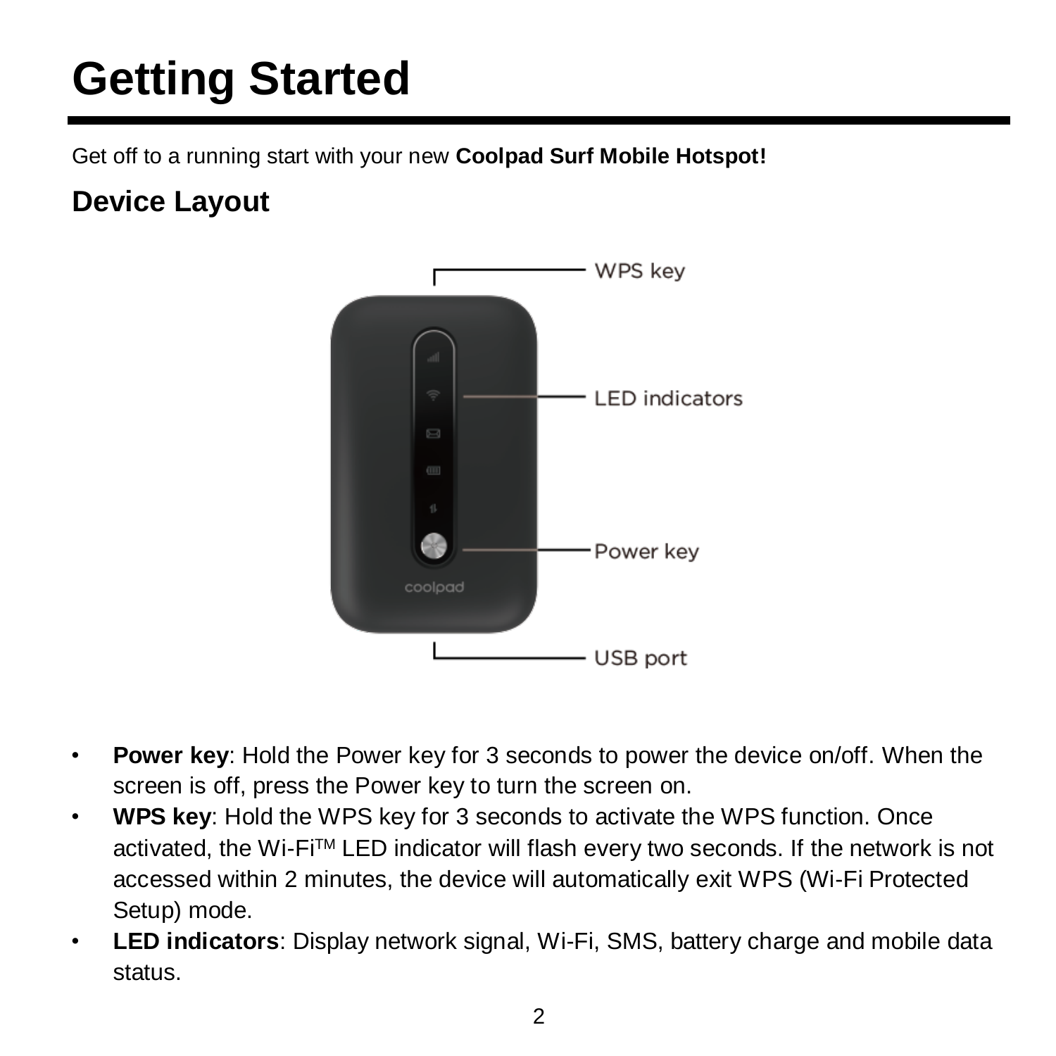# Getting Started

Get off to a running start with your new **Coolpad Surf Mobile Hotspot!**

## Device Layout

- **Power key**: Hold the Power key for 3 seconds to power the device on/off. When the screen is off, press the Power key to turn the screen on.
- **WPS key**: Hold the WPS key for 3 seconds to activate the WPS function. Once activated, the Wi-Fi™ LED indicator will flash every two seconds. If the network is not accessed within 2 minutes, the device will automatically exit WPS (Wi-Fi Protected Setup) mode.
- **LED indicators**: Display network signal, Wi-Fi, SMS, battery charge and mobile data status.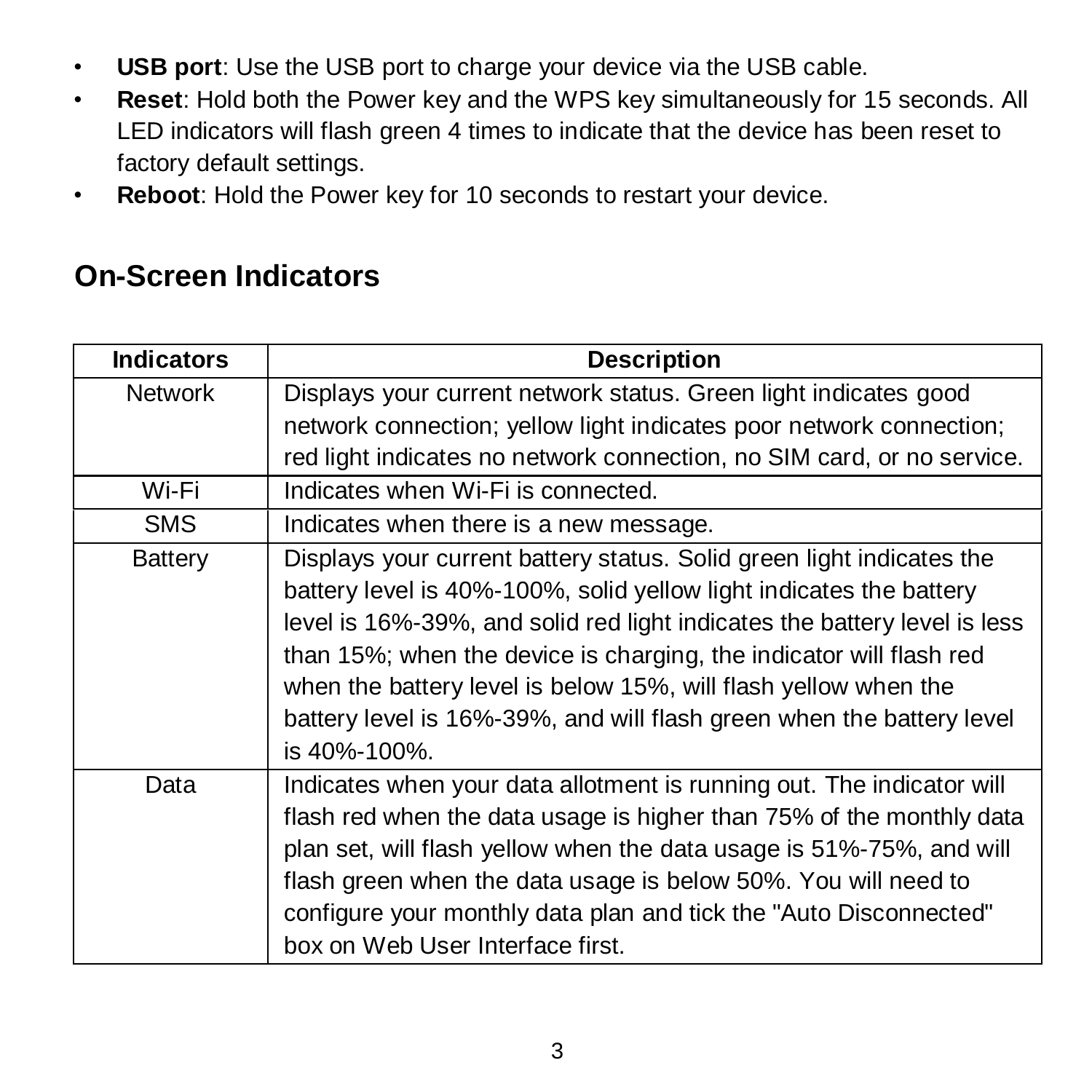- **USB port**: Use the USB port to charge your device via the USB cable.
- **Reset**: Hold both the Power key and the WPS key simultaneously for 15 seconds. All LED indicators will flash green 4 times to indicate that the device has been reset to factory default settings.
- **Reboot**: Hold the Power key for 10 seconds to restart your device.

## On-Screen Indicators

| Indicators | Description |
| --- | --- |
| Network | Displays your current network status. Green light indicates good network connection; yellow light indicates poor network connection; red light indicates no network connection, no SIM card, or no service. |
| Wi-Fi | Indicates when Wi-Fi is connected. |
| SMS | Indicates when there is a new message. |
| Battery | Displays your current battery status. Solid green light indicates the battery level is 40%-100%, solid yellow light indicates the battery level is 16%-39%, and solid red light indicates the battery level is less than 15%; when the device is charging, the indicator will flash red when the battery level is below 15%, will flash yellow when the battery level is 16%-39%, and will flash green when the battery level is 40%-100%. |
| Data | Indicates when your data allotment is running out. The indicator will flash red when the data usage is higher than 75% of the monthly data plan set, will flash yellow when the data usage is 51%-75%, and will flash green when the data usage is below 50%. You will need to configure your monthly data plan and tick the "Auto Disconnected" box on Web User Interface first. |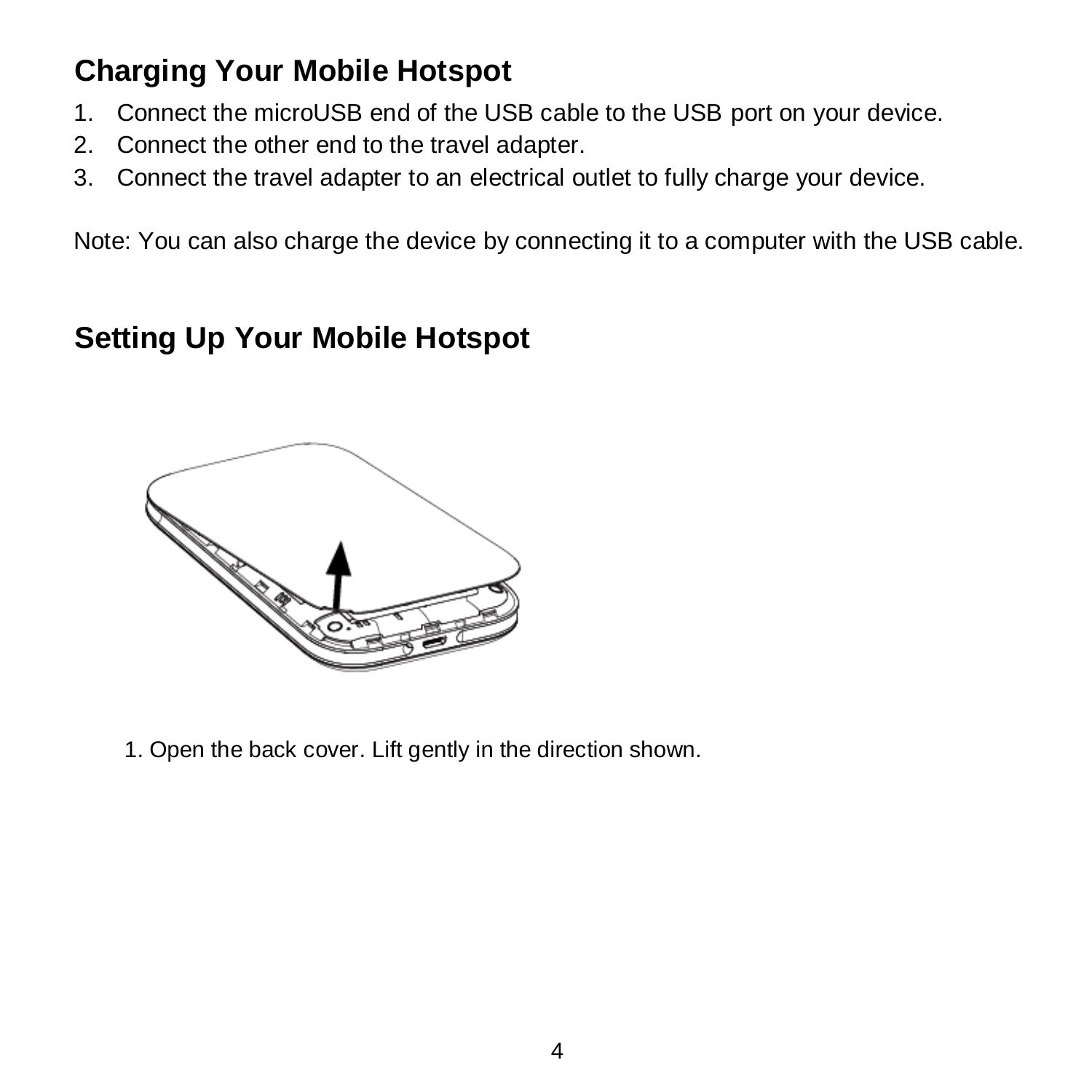## Charging Your Mobile Hotspot

1. Connect the microUSB end of the USB cable to the USB port on your device.
2. Connect the other end to the travel adapter.
3. Connect the travel adapter to an electrical outlet to fully charge your device.

Note: You can also charge the device by connecting it to a computer with the USB cable.

## Setting Up Your Mobile Hotspot

1. Open the back cover. Lift gently in the direction shown.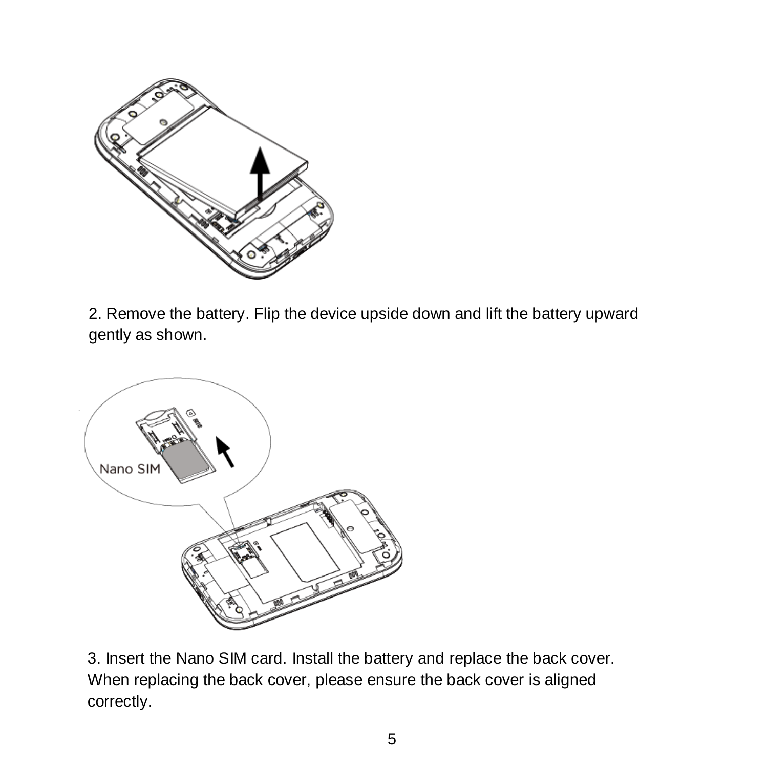2. Remove the battery. Flip the device upside down and lift the battery upward gently as shown.

3. Insert the Nano SIM card. Install the battery and replace the back cover. When replacing the back cover, please ensure the back cover is aligned correctly.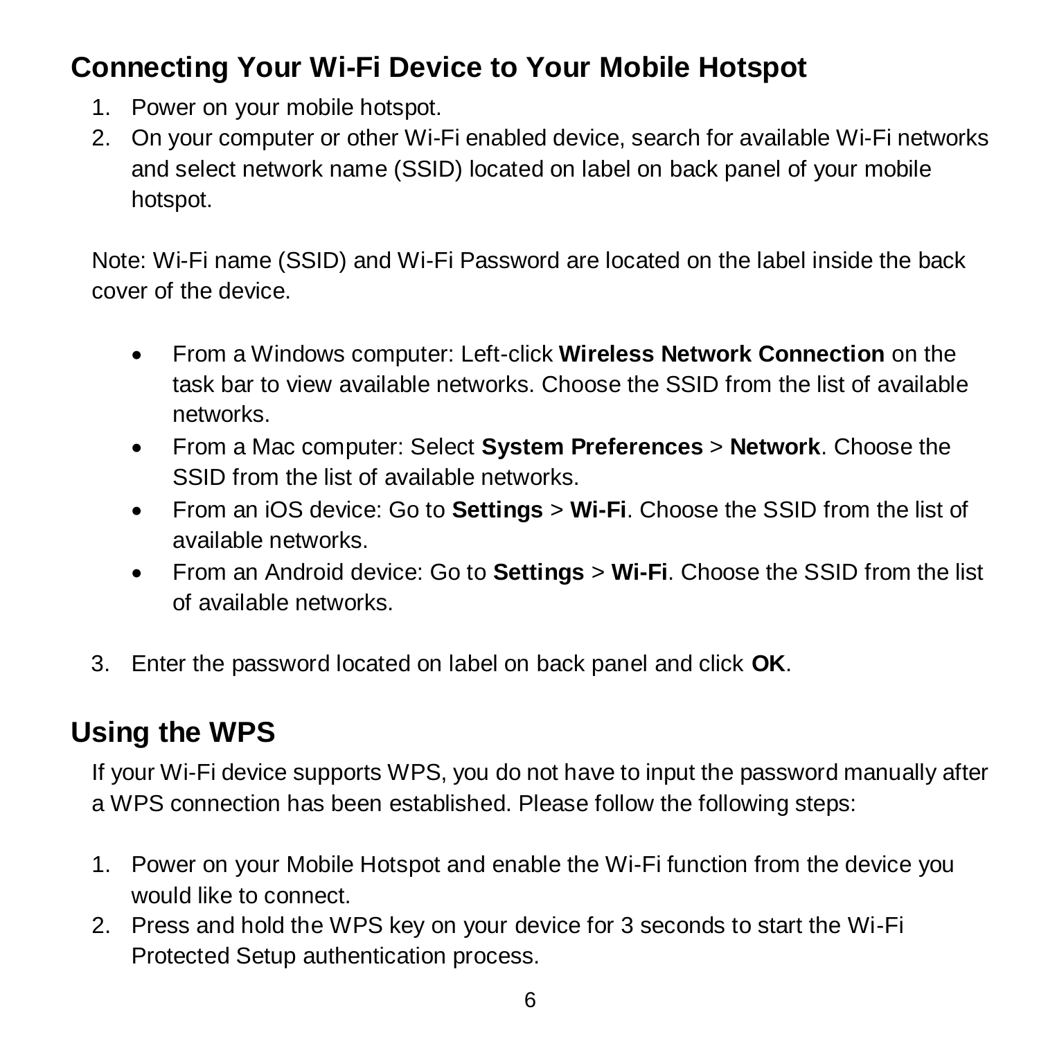## Connecting Your Wi-Fi Device to Your Mobile Hotspot

1. Power on your mobile hotspot.
2. On your computer or other Wi-Fi enabled device, search for available Wi-Fi networks and select network name (SSID) located on label on back panel of your mobile hotspot.

Note: Wi-Fi name (SSID) and Wi-Fi Password are located on the label inside the back cover of the device.

- From a Windows computer: Left-click **Wireless Network Connection** on the task bar to view available networks. Choose the SSID from the list of available networks.
- From a Mac computer: Select **System Preferences** > **Network**. Choose the SSID from the list of available networks.
- From an iOS device: Go to **Settings** > **Wi-Fi**. Choose the SSID from the list of available networks.
- From an Android device: Go to **Settings** > **Wi-Fi**. Choose the SSID from the list of available networks.

3. Enter the password located on label on back panel and click **OK**.

## Using the WPS

If your Wi-Fi device supports WPS, you do not have to input the password manually after a WPS connection has been established. Please follow the following steps:

1. Power on your Mobile Hotspot and enable the Wi-Fi function from the device you would like to connect.
2. Press and hold the WPS key on your device for 3 seconds to start the Wi-Fi Protected Setup authentication process.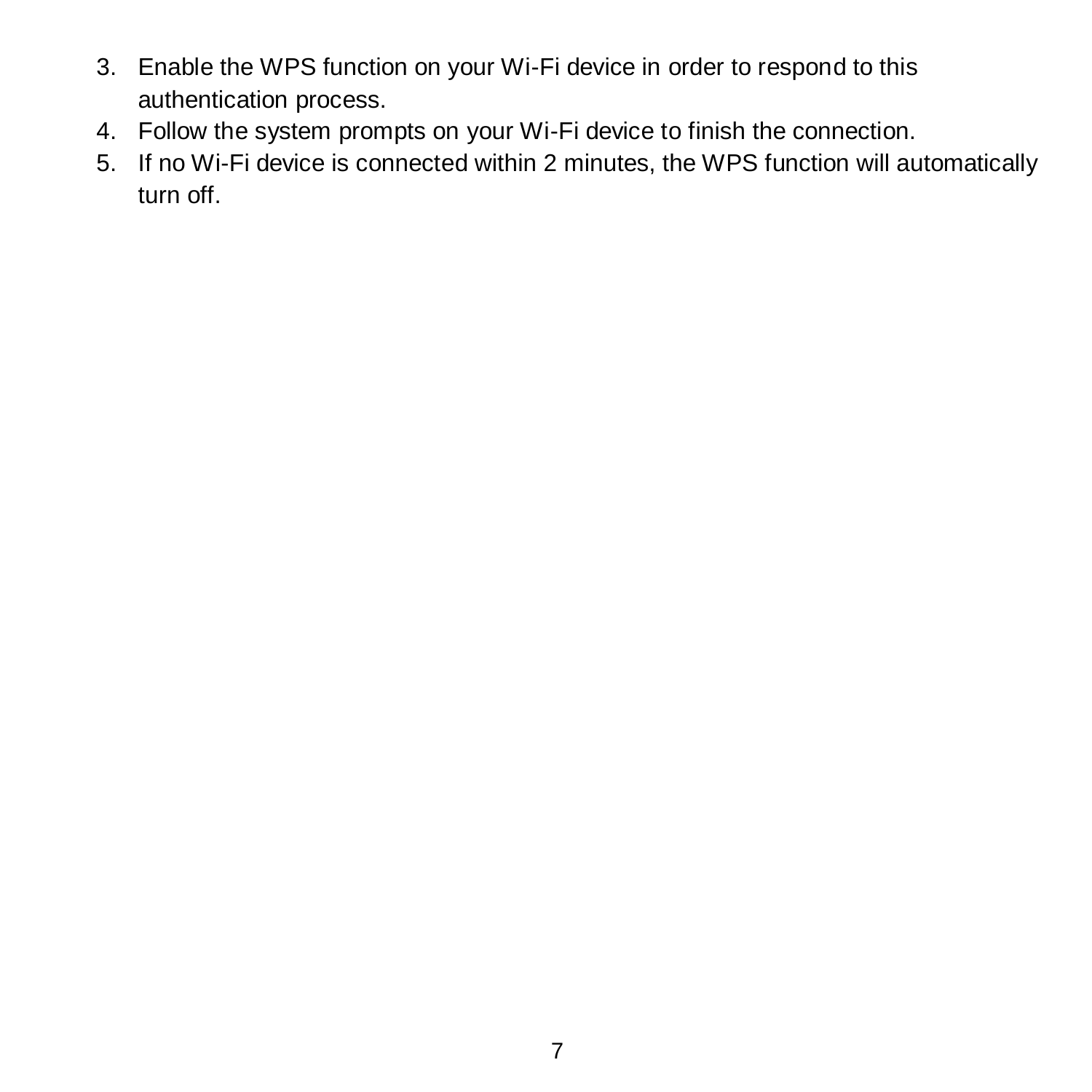3. Enable the WPS function on your Wi-Fi device in order to respond to this authentication process.
4. Follow the system prompts on your Wi-Fi device to finish the connection.
5. If no Wi-Fi device is connected within 2 minutes, the WPS function will automatically turn off.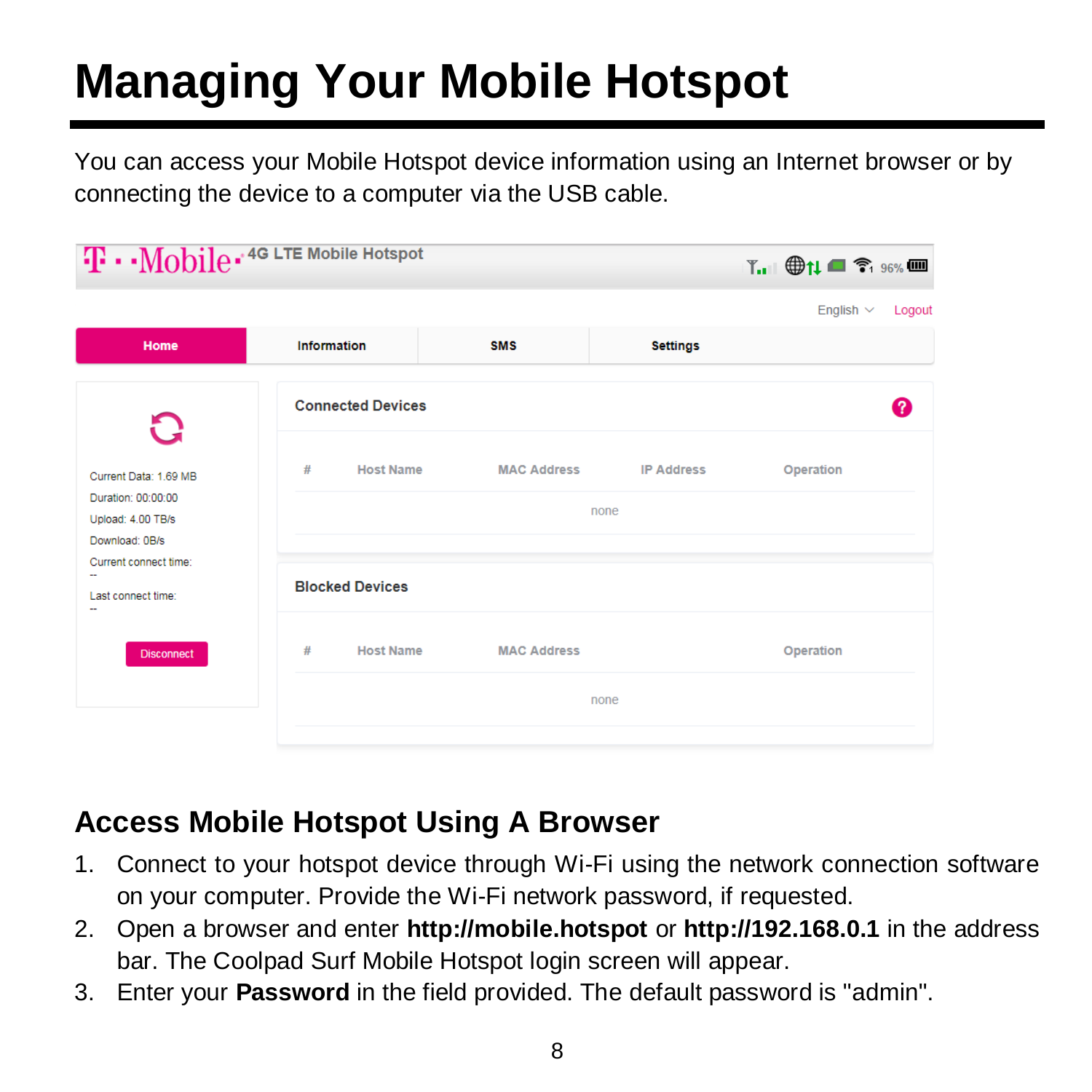# Managing Your Mobile Hotspot

You can access your Mobile Hotspot device information using an Internet browser or by connecting the device to a computer via the USB cable.

## Access Mobile Hotspot Using A Browser

1. Connect to your hotspot device through Wi-Fi using the network connection software on your computer. Provide the Wi-Fi network password, if requested.
2. Open a browser and enter **http://mobile.hotspot** or **http://192.168.0.1** in the address bar. The Coolpad Surf Mobile Hotspot login screen will appear.
3. Enter your **Password** in the field provided. The default password is "admin".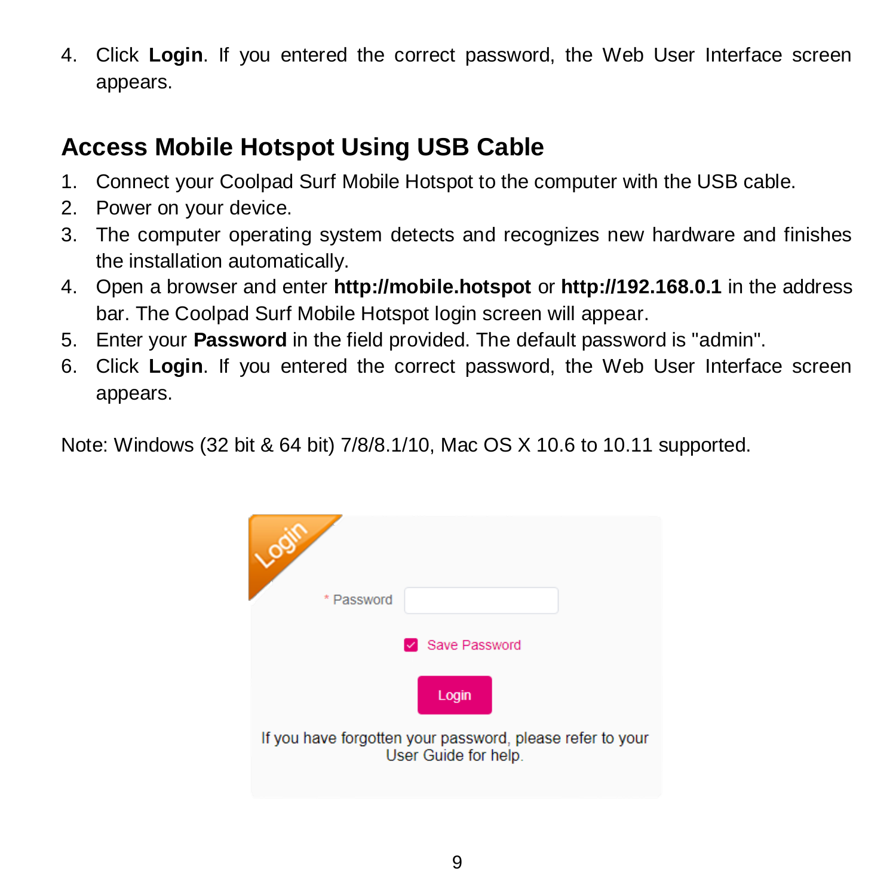4. Click **Login**. If you entered the correct password, the Web User Interface screen appears.

## Access Mobile Hotspot Using USB Cable

1. Connect your Coolpad Surf Mobile Hotspot to the computer with the USB cable.
2. Power on your device.
3. The computer operating system detects and recognizes new hardware and finishes the installation automatically.
4. Open a browser and enter **http://mobile.hotspot** or **http://192.168.0.1** in the address bar. The Coolpad Surf Mobile Hotspot login screen will appear.
5. Enter your **Password** in the field provided. The default password is "admin".
6. Click **Login**. If you entered the correct password, the Web User Interface screen appears.

Note: Windows (32 bit & 64 bit) 7/8/8.1/10, Mac OS X 10.6 to 10.11 supported.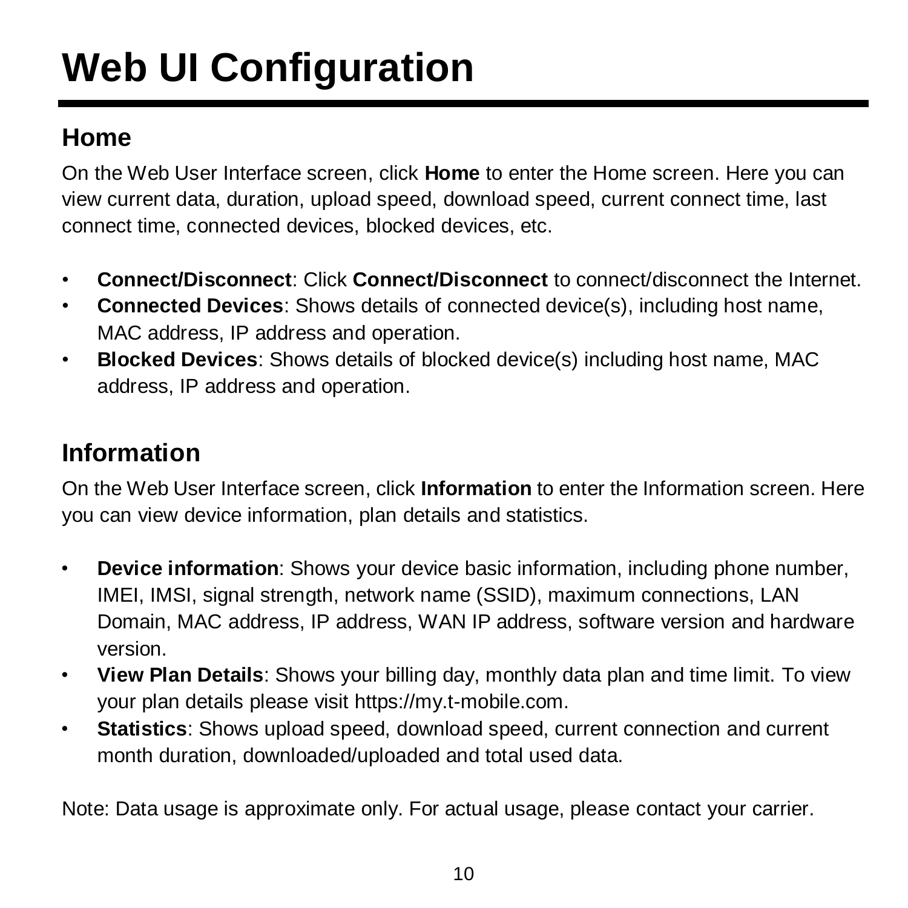# Web UI Configuration

## Home

On the Web User Interface screen, click **Home** to enter the Home screen. Here you can view current data, duration, upload speed, download speed, current connect time, last connect time, connected devices, blocked devices, etc.

- **Connect/Disconnect**: Click **Connect/Disconnect** to connect/disconnect the Internet.
- **Connected Devices**: Shows details of connected device(s), including host name, MAC address, IP address and operation.
- **Blocked Devices**: Shows details of blocked device(s) including host name, MAC address, IP address and operation.

## Information

On the Web User Interface screen, click **Information** to enter the Information screen. Here you can view device information, plan details and statistics.

- **Device information**: Shows your device basic information, including phone number, IMEI, IMSI, signal strength, network name (SSID), maximum connections, LAN Domain, MAC address, IP address, WAN IP address, software version and hardware version.
- **View Plan Details**: Shows your billing day, monthly data plan and time limit. To view your plan details please visit https://my.t-mobile.com.
- **Statistics**: Shows upload speed, download speed, current connection and current month duration, downloaded/uploaded and total used data.

Note: Data usage is approximate only. For actual usage, please contact your carrier.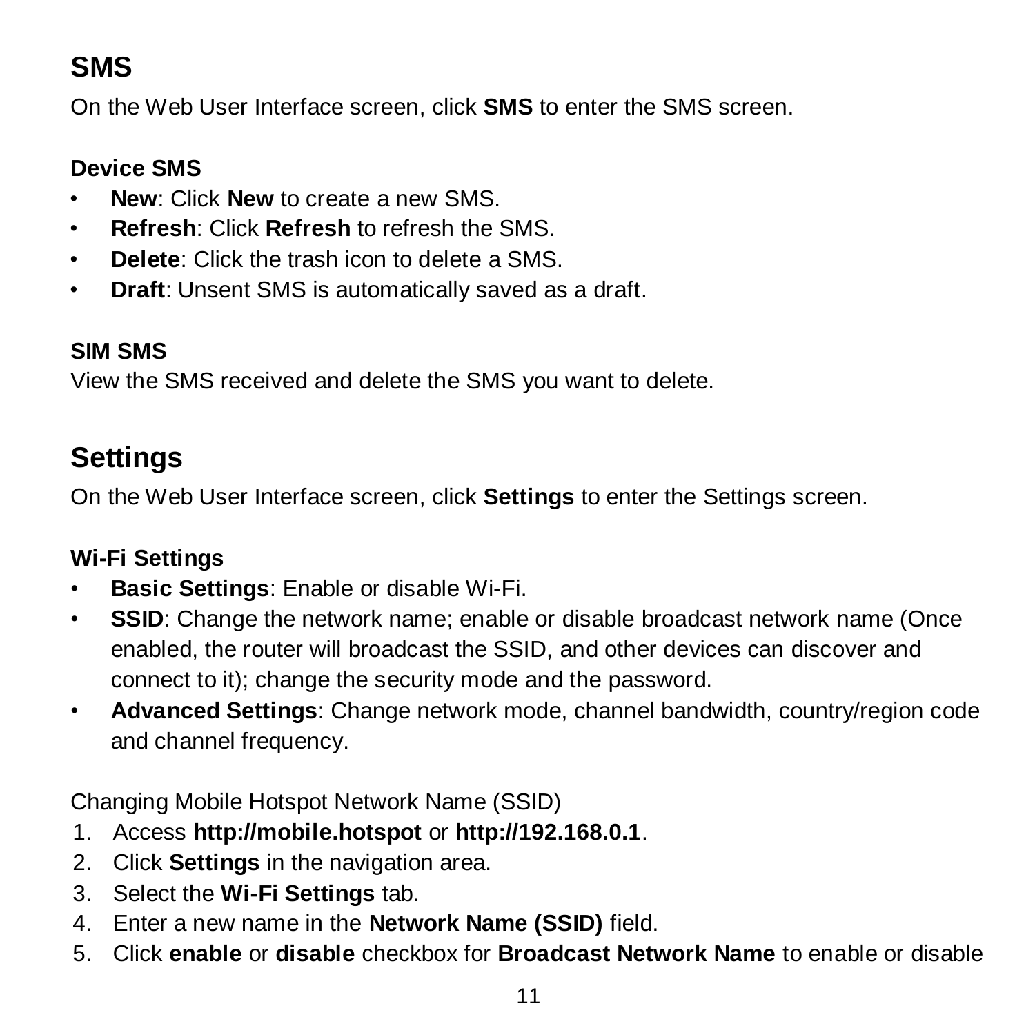## SMS

On the Web User Interface screen, click **SMS** to enter the SMS screen.

### Device SMS

- **New**: Click **New** to create a new SMS.
- **Refresh**: Click **Refresh** to refresh the SMS.
- **Delete**: Click the trash icon to delete a SMS.
- **Draft**: Unsent SMS is automatically saved as a draft.

### SIM SMS

View the SMS received and delete the SMS you want to delete.

## Settings

On the Web User Interface screen, click **Settings** to enter the Settings screen.

### Wi-Fi Settings

- **Basic Settings**: Enable or disable Wi-Fi.
- **SSID**: Change the network name; enable or disable broadcast network name (Once enabled, the router will broadcast the SSID, and other devices can discover and connect to it); change the security mode and the password.
- **Advanced Settings**: Change network mode, channel bandwidth, country/region code and channel frequency.

Changing Mobile Hotspot Network Name (SSID)

1. Access **http://mobile.hotspot** or **http://192.168.0.1**.
2. Click **Settings** in the navigation area.
3. Select the **Wi-Fi Settings** tab.
4. Enter a new name in the **Network Name (SSID)** field.
5. Click **enable** or **disable** checkbox for **Broadcast Network Name** to enable or disable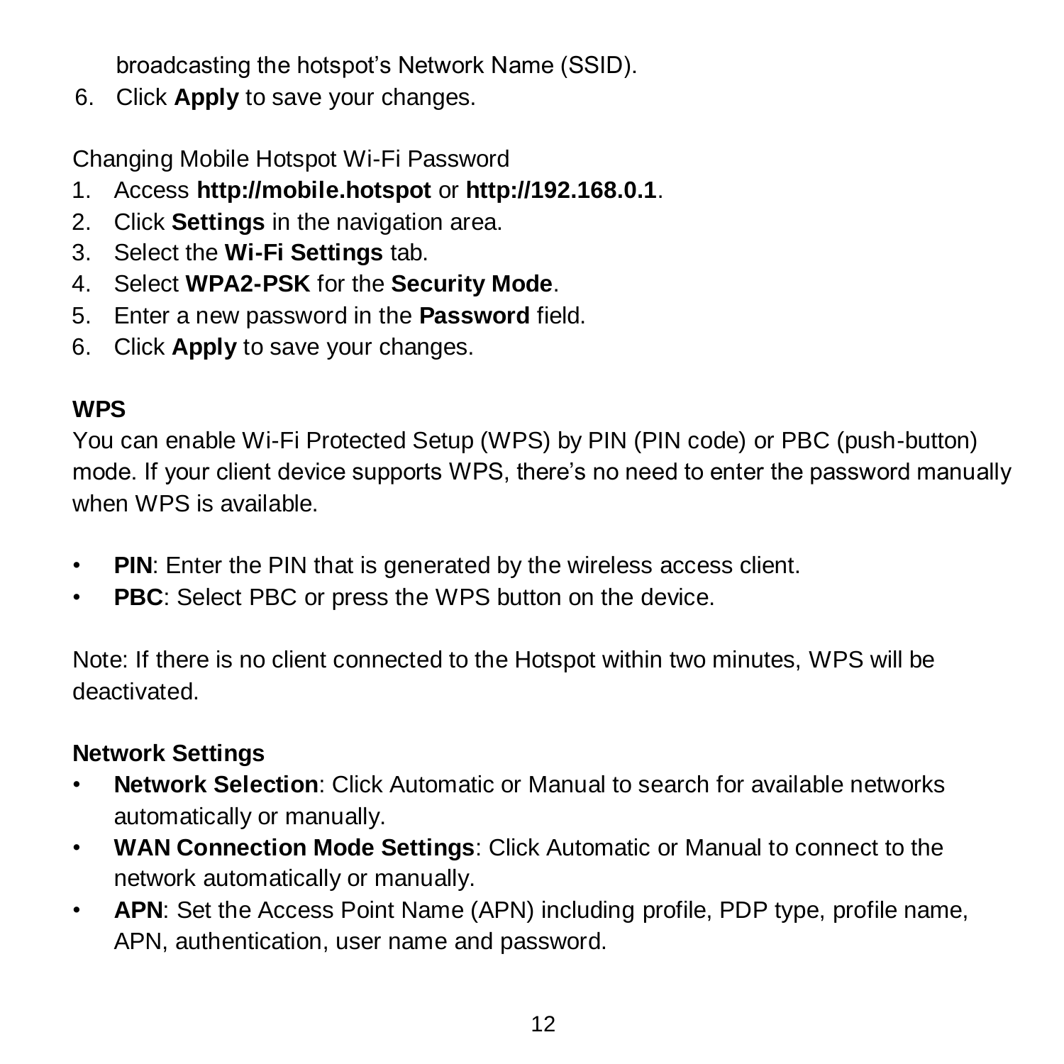broadcasting the hotspot's Network Name (SSID).

6. Click **Apply** to save your changes.

Changing Mobile Hotspot Wi-Fi Password

1. Access **http://mobile.hotspot** or **http://192.168.0.1**.
2. Click **Settings** in the navigation area.
3. Select the **Wi-Fi Settings** tab.
4. Select **WPA2-PSK** for the **Security Mode**.
5. Enter a new password in the **Password** field.
6. Click **Apply** to save your changes.

### WPS

You can enable Wi-Fi Protected Setup (WPS) by PIN (PIN code) or PBC (push-button) mode. If your client device supports WPS, there's no need to enter the password manually when WPS is available.

- **PIN**: Enter the PIN that is generated by the wireless access client.
- **PBC**: Select PBC or press the WPS button on the device.

Note: If there is no client connected to the Hotspot within two minutes, WPS will be deactivated.

### Network Settings

- **Network Selection**: Click Automatic or Manual to search for available networks automatically or manually.
- **WAN Connection Mode Settings**: Click Automatic or Manual to connect to the network automatically or manually.
- **APN**: Set the Access Point Name (APN) including profile, PDP type, profile name, APN, authentication, user name and password.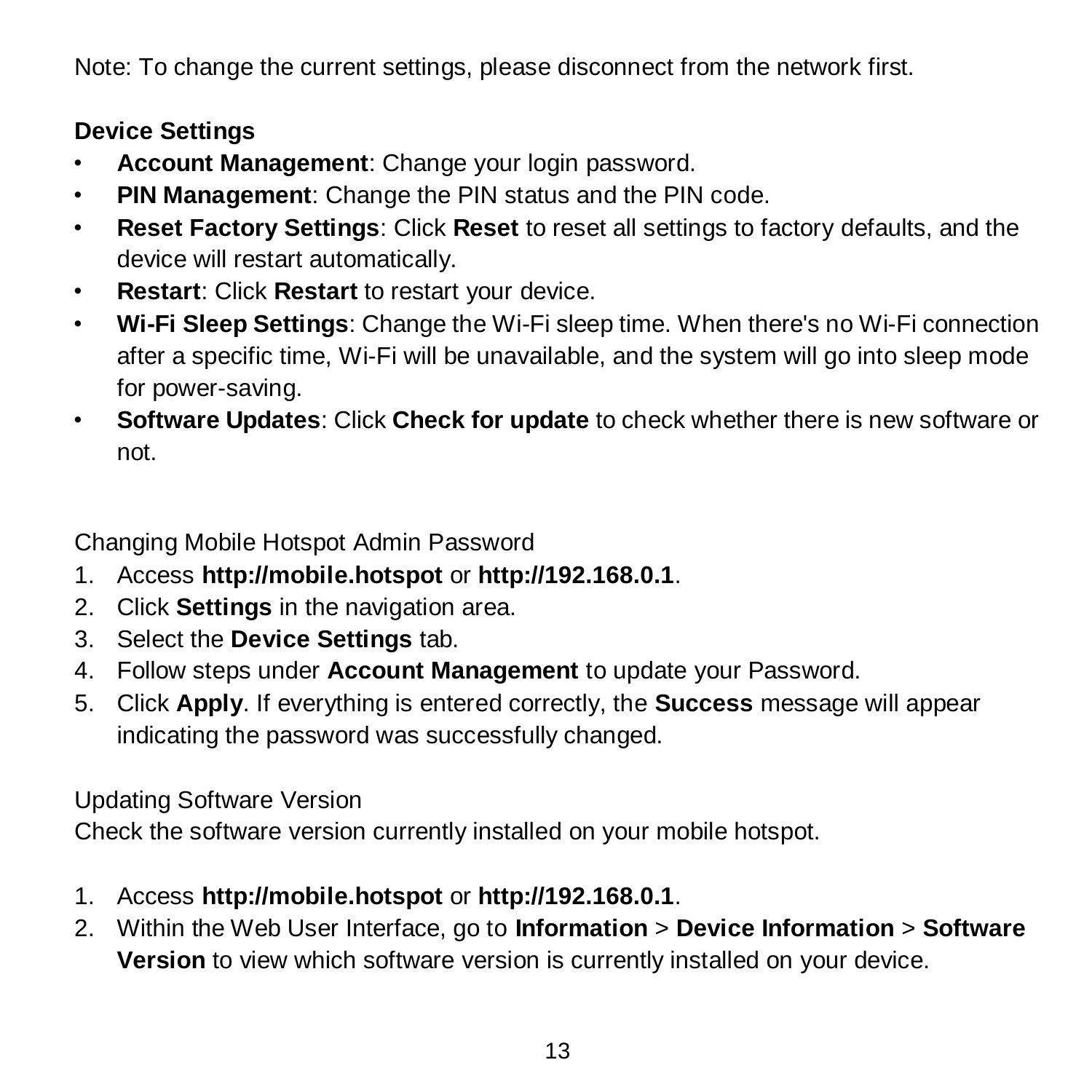Note: To change the current settings, please disconnect from the network first.

**Device Settings**

- **Account Management**: Change your login password.
- **PIN Management**: Change the PIN status and the PIN code.
- **Reset Factory Settings**: Click **Reset** to reset all settings to factory defaults, and the device will restart automatically.
- **Restart**: Click **Restart** to restart your device.
- **Wi-Fi Sleep Settings**: Change the Wi-Fi sleep time. When there's no Wi-Fi connection after a specific time, Wi-Fi will be unavailable, and the system will go into sleep mode for power-saving.
- **Software Updates**: Click **Check for update** to check whether there is new software or not.

Changing Mobile Hotspot Admin Password

1. Access **http://mobile.hotspot** or **http://192.168.0.1**.
2. Click **Settings** in the navigation area.
3. Select the **Device Settings** tab.
4. Follow steps under **Account Management** to update your Password.
5. Click **Apply**. If everything is entered correctly, the **Success** message will appear indicating the password was successfully changed.

Updating Software Version

Check the software version currently installed on your mobile hotspot.

1. Access **http://mobile.hotspot** or **http://192.168.0.1**.
2. Within the Web User Interface, go to **Information** > **Device Information** > **Software Version** to view which software version is currently installed on your device.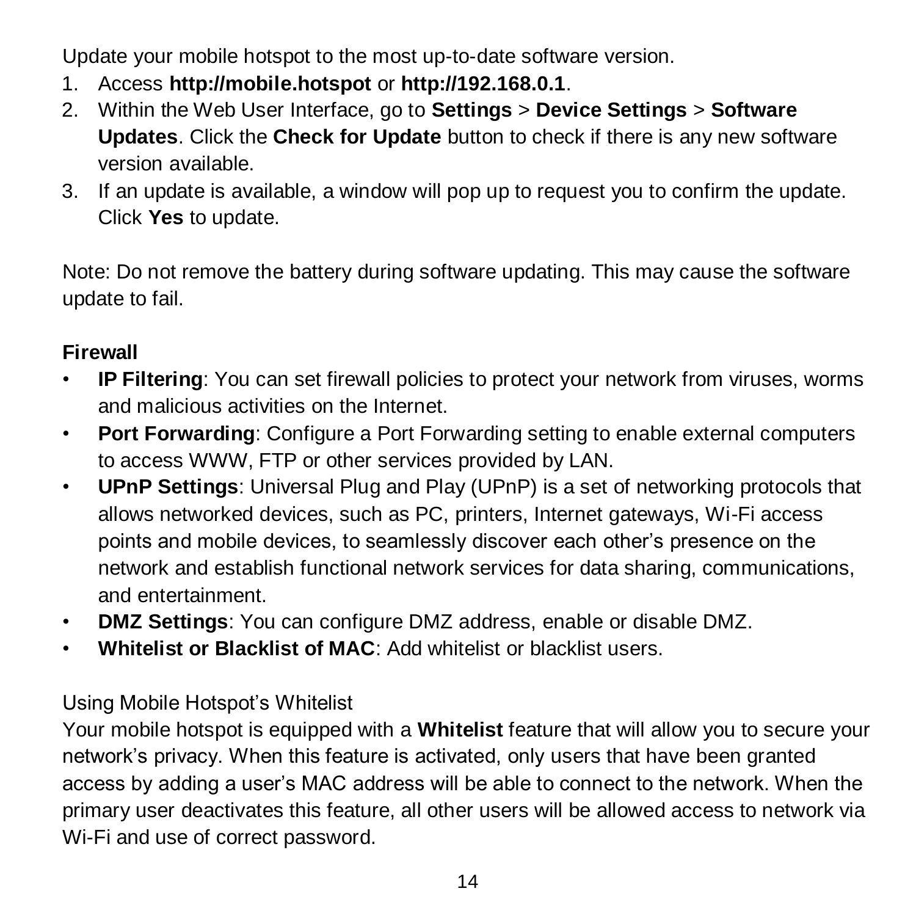Update your mobile hotspot to the most up-to-date software version.

1. Access **http://mobile.hotspot** or **http://192.168.0.1**.
2. Within the Web User Interface, go to **Settings** > **Device Settings** > **Software Updates**. Click the **Check for Update** button to check if there is any new software version available.
3. If an update is available, a window will pop up to request you to confirm the update. Click **Yes** to update.

Note: Do not remove the battery during software updating. This may cause the software update to fail.

**Firewall**

- **IP Filtering**: You can set firewall policies to protect your network from viruses, worms and malicious activities on the Internet.
- **Port Forwarding**: Configure a Port Forwarding setting to enable external computers to access WWW, FTP or other services provided by LAN.
- **UPnP Settings**: Universal Plug and Play (UPnP) is a set of networking protocols that allows networked devices, such as PC, printers, Internet gateways, Wi-Fi access points and mobile devices, to seamlessly discover each other's presence on the network and establish functional network services for data sharing, communications, and entertainment.
- **DMZ Settings**: You can configure DMZ address, enable or disable DMZ.
- **Whitelist or Blacklist of MAC**: Add whitelist or blacklist users.

Using Mobile Hotspot's Whitelist

Your mobile hotspot is equipped with a **Whitelist** feature that will allow you to secure your network's privacy. When this feature is activated, only users that have been granted access by adding a user's MAC address will be able to connect to the network. When the primary user deactivates this feature, all other users will be allowed access to network via Wi-Fi and use of correct password.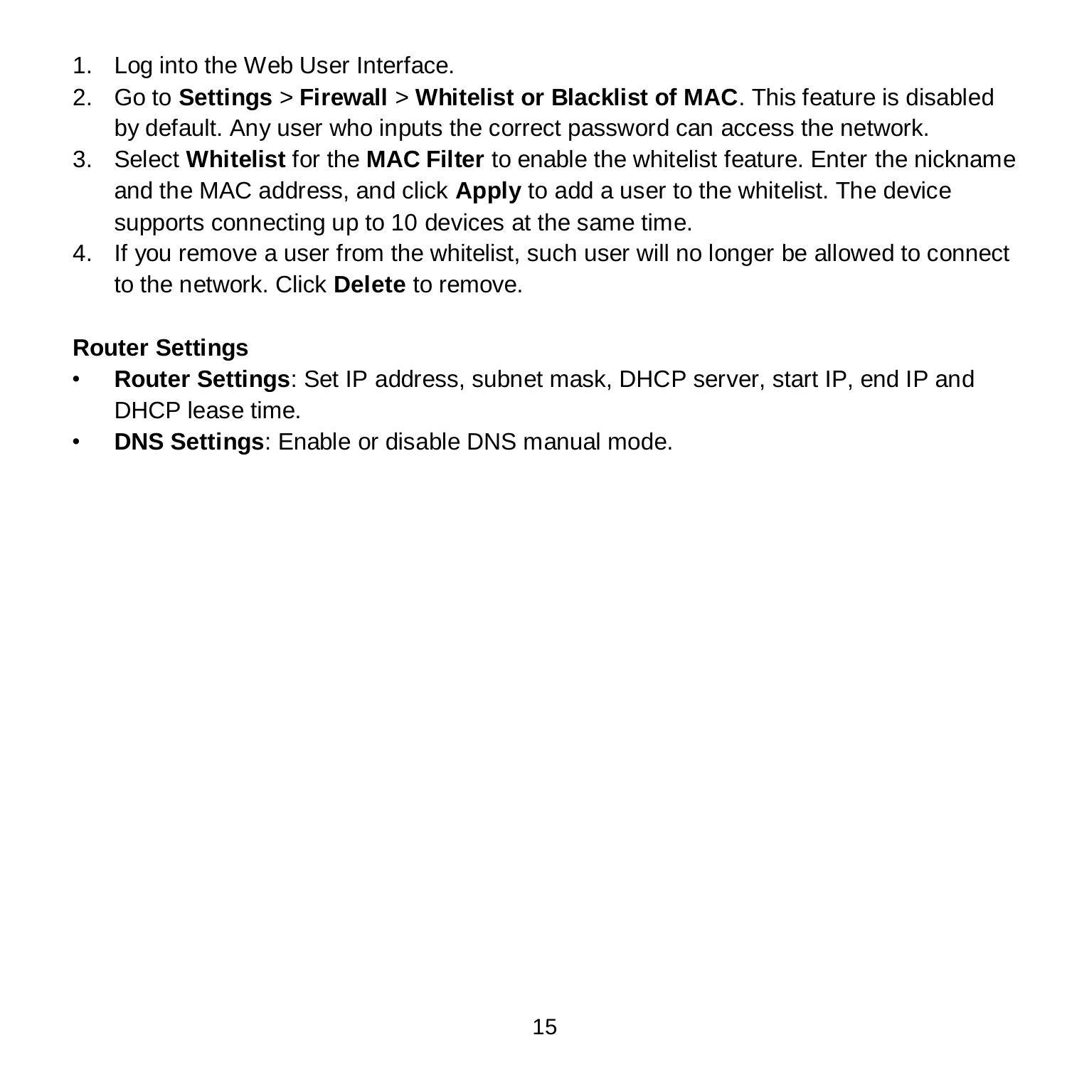1. Log into the Web User Interface.
2. Go to **Settings** > **Firewall** > **Whitelist or Blacklist of MAC**. This feature is disabled by default. Any user who inputs the correct password can access the network.
3. Select **Whitelist** for the **MAC Filter** to enable the whitelist feature. Enter the nickname and the MAC address, and click **Apply** to add a user to the whitelist. The device supports connecting up to 10 devices at the same time.
4. If you remove a user from the whitelist, such user will no longer be allowed to connect to the network. Click **Delete** to remove.

### Router Settings

- **Router Settings**: Set IP address, subnet mask, DHCP server, start IP, end IP and DHCP lease time.
- **DNS Settings**: Enable or disable DNS manual mode.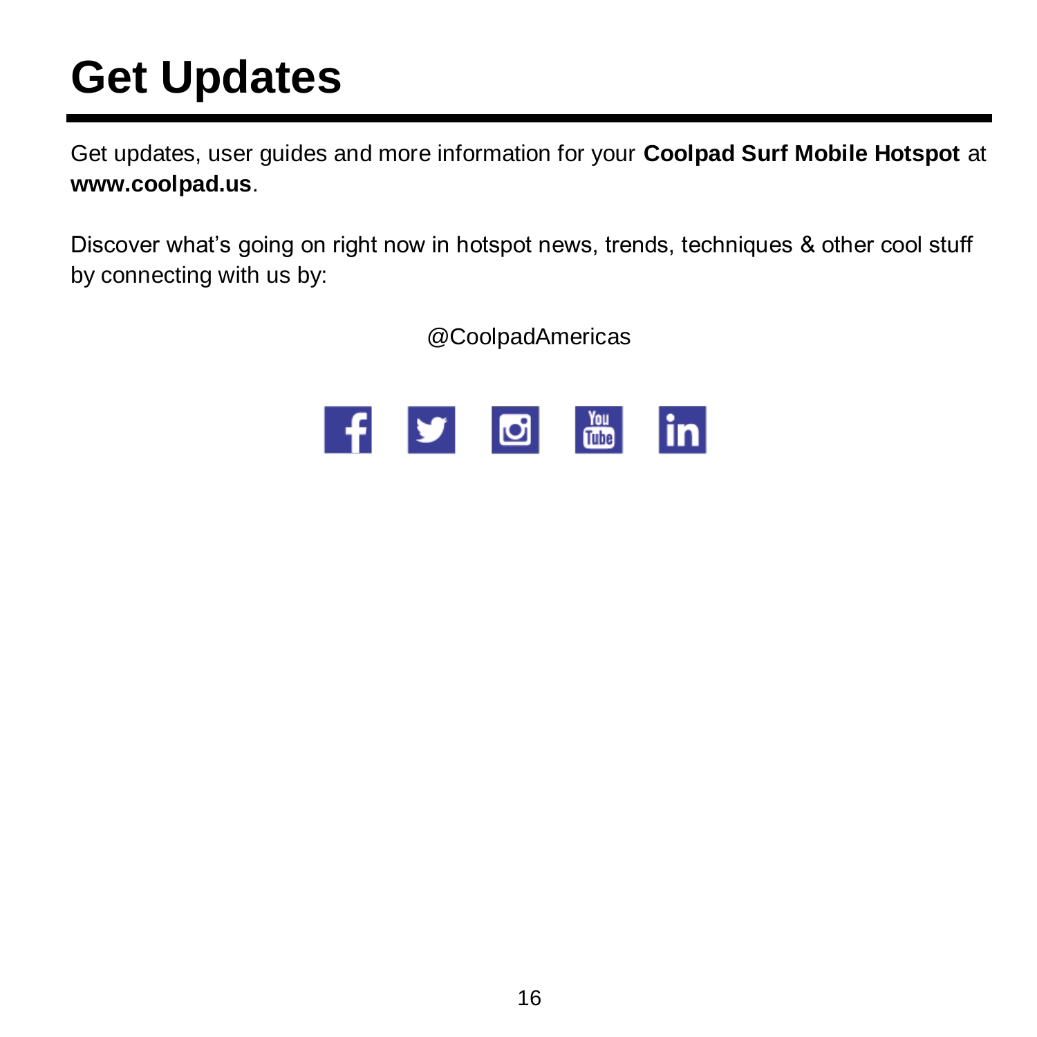# Get Updates

Get updates, user guides and more information for your **Coolpad Surf Mobile Hotspot** at **www.coolpad.us**.

Discover what's going on right now in hotspot news, trends, techniques & other cool stuff by connecting with us by:

@CoolpadAmericas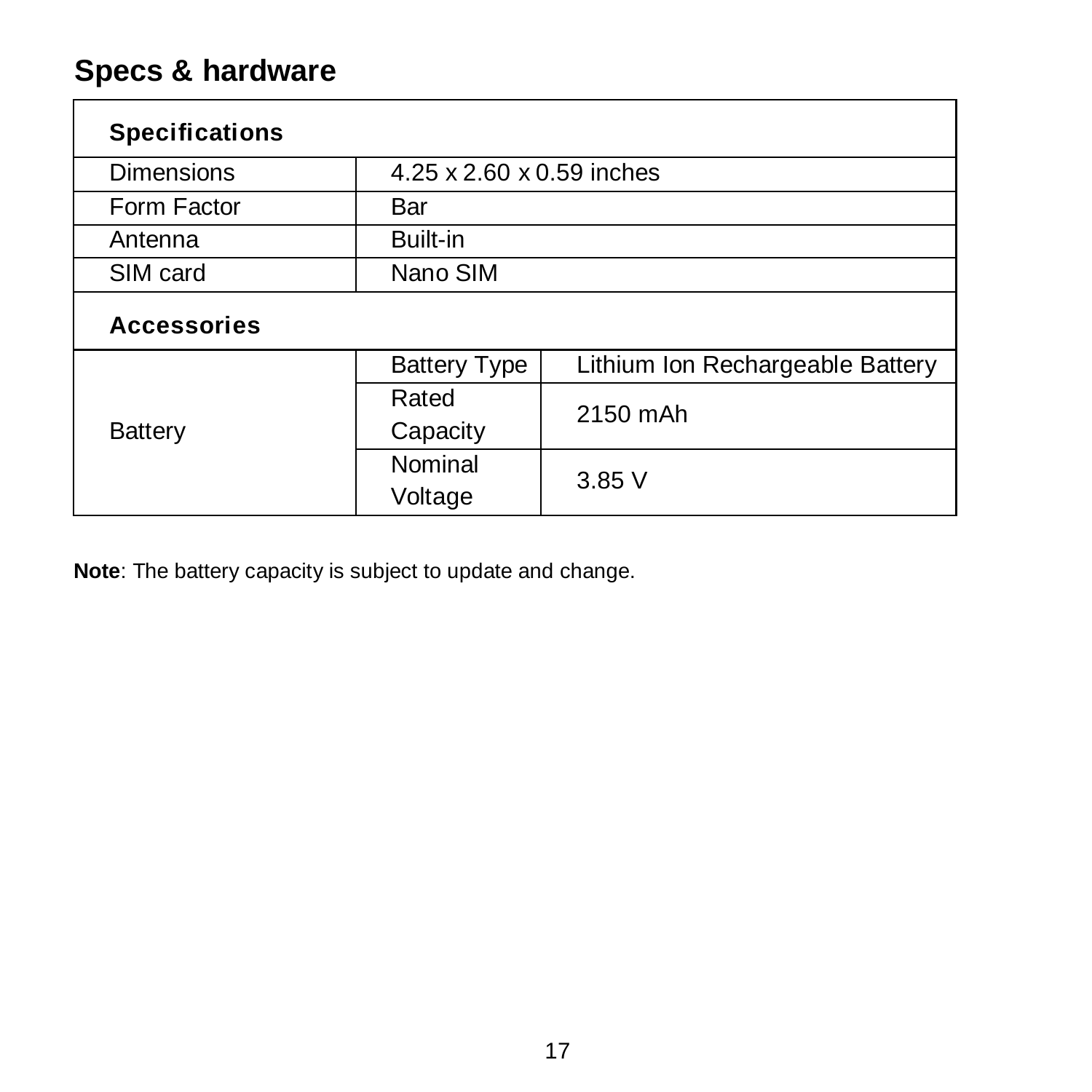## Specs & hardware

| Specifications | | |
|---|---|---|
| Dimensions | 4.25 x 2.60 x 0.59 inches | |
| Form Factor | Bar | |
| Antenna | Built-in | |
| SIM card | Nano SIM | |
| **Accessories** | | |
| Battery | Battery Type | Lithium Ion Rechargeable Battery |
| | Rated Capacity | 2150 mAh |
| | Nominal Voltage | 3.85 V |

**Note**: The battery capacity is subject to update and change.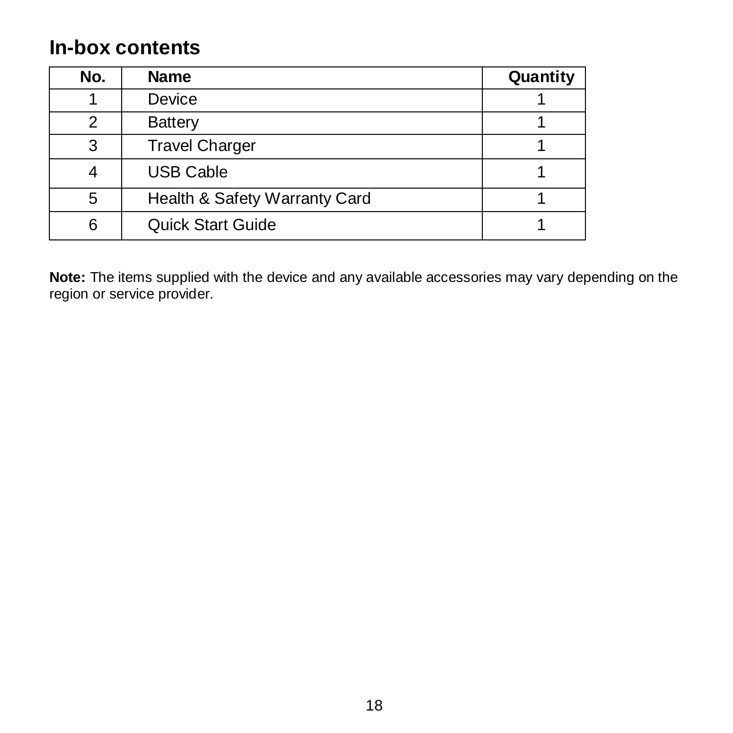## In-box contents

| No. | Name | Quantity |
|---|---|---|
| 1 | Device | 1 |
| 2 | Battery | 1 |
| 3 | Travel Charger | 1 |
| 4 | USB Cable | 1 |
| 5 | Health & Safety Warranty Card | 1 |
| 6 | Quick Start Guide | 1 |

**Note:** The items supplied with the device and any available accessories may vary depending on the region or service provider.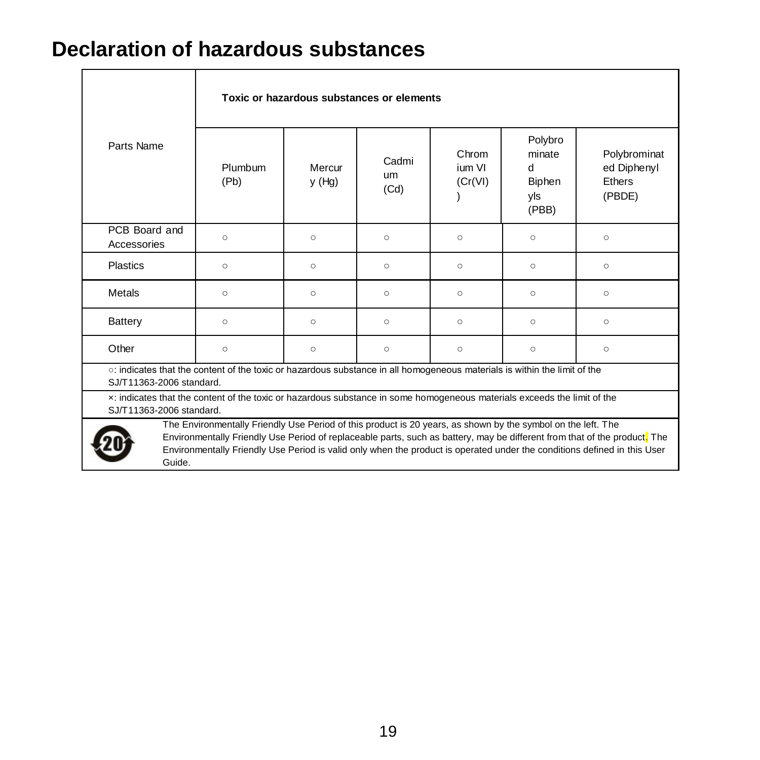# Declaration of hazardous substances

| Parts Name | Toxic or hazardous substances or elements | | | | | |
|---|---|---|---|---|---|---|
| | Plumbum (Pb) | Mercury (Hg) | Cadmium (Cd) | Chromium VI (Cr(VI)) | Polybrominated Biphenyls (PBB) | Polybrominated Diphenyl Ethers (PBDE) |
| PCB Board and Accessories | ○ | ○ | ○ | ○ | ○ | ○ |
| Plastics | ○ | ○ | ○ | ○ | ○ | ○ |
| Metals | ○ | ○ | ○ | ○ | ○ | ○ |
| Battery | ○ | ○ | ○ | ○ | ○ | ○ |
| Other | ○ | ○ | ○ | ○ | ○ | ○ |

○: indicates that the content of the toxic or hazardous substance in all homogeneous materials is within the limit of the SJ/T11363-2006 standard.

×: indicates that the content of the toxic or hazardous substance in some homogeneous materials exceeds the limit of the SJ/T11363-2006 standard.

The Environmentally Friendly Use Period of this product is 20 years, as shown by the symbol on the left. The Environmentally Friendly Use Period of replaceable parts, such as battery, may be different from that of the product. The Environmentally Friendly Use Period is valid only when the product is operated under the conditions defined in this User Guide.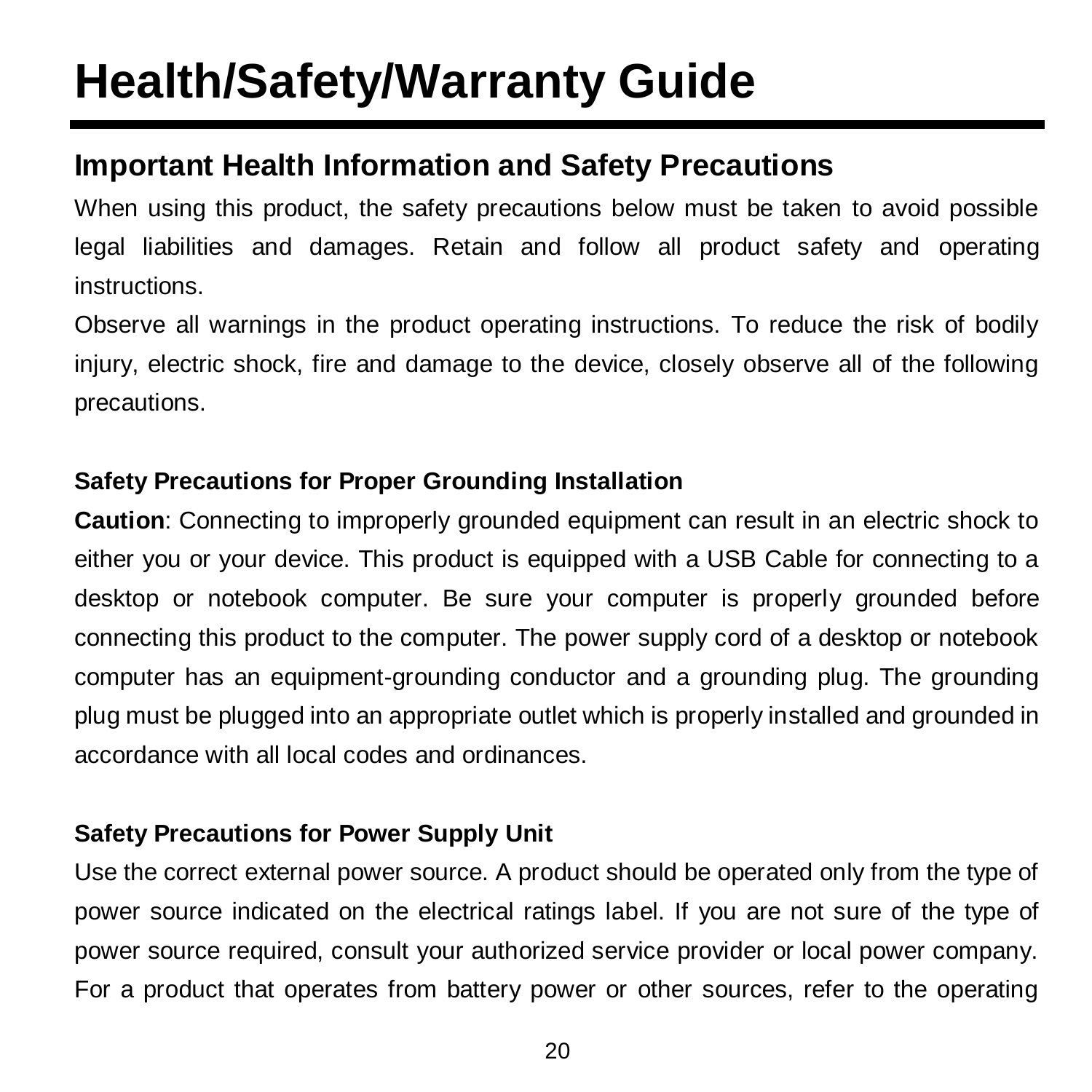# Health/Safety/Warranty Guide

## Important Health Information and Safety Precautions

When using this product, the safety precautions below must be taken to avoid possible legal liabilities and damages. Retain and follow all product safety and operating instructions.

Observe all warnings in the product operating instructions. To reduce the risk of bodily injury, electric shock, fire and damage to the device, closely observe all of the following precautions.

### Safety Precautions for Proper Grounding Installation

**Caution**: Connecting to improperly grounded equipment can result in an electric shock to either you or your device. This product is equipped with a USB Cable for connecting to a desktop or notebook computer. Be sure your computer is properly grounded before connecting this product to the computer. The power supply cord of a desktop or notebook computer has an equipment-grounding conductor and a grounding plug. The grounding plug must be plugged into an appropriate outlet which is properly installed and grounded in accordance with all local codes and ordinances.

### Safety Precautions for Power Supply Unit

Use the correct external power source. A product should be operated only from the type of power source indicated on the electrical ratings label. If you are not sure of the type of power source required, consult your authorized service provider or local power company. For a product that operates from battery power or other sources, refer to the operating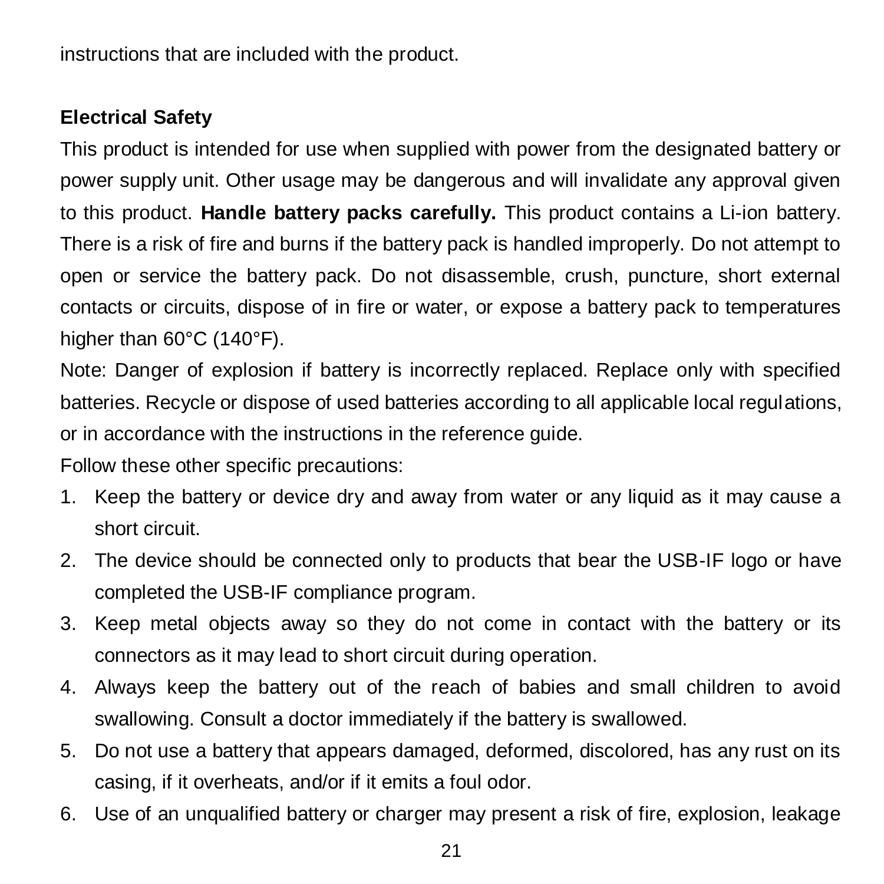instructions that are included with the product.

**Electrical Safety**

This product is intended for use when supplied with power from the designated battery or power supply unit. Other usage may be dangerous and will invalidate any approval given to this product. **Handle battery packs carefully.** This product contains a Li-ion battery. There is a risk of fire and burns if the battery pack is handled improperly. Do not attempt to open or service the battery pack. Do not disassemble, crush, puncture, short external contacts or circuits, dispose of in fire or water, or expose a battery pack to temperatures higher than 60°C (140°F).

Note: Danger of explosion if battery is incorrectly replaced. Replace only with specified batteries. Recycle or dispose of used batteries according to all applicable local regulations, or in accordance with the instructions in the reference guide.

Follow these other specific precautions:

1. Keep the battery or device dry and away from water or any liquid as it may cause a short circuit.
2. The device should be connected only to products that bear the USB-IF logo or have completed the USB-IF compliance program.
3. Keep metal objects away so they do not come in contact with the battery or its connectors as it may lead to short circuit during operation.
4. Always keep the battery out of the reach of babies and small children to avoid swallowing. Consult a doctor immediately if the battery is swallowed.
5. Do not use a battery that appears damaged, deformed, discolored, has any rust on its casing, if it overheats, and/or if it emits a foul odor.
6. Use of an unqualified battery or charger may present a risk of fire, explosion, leakage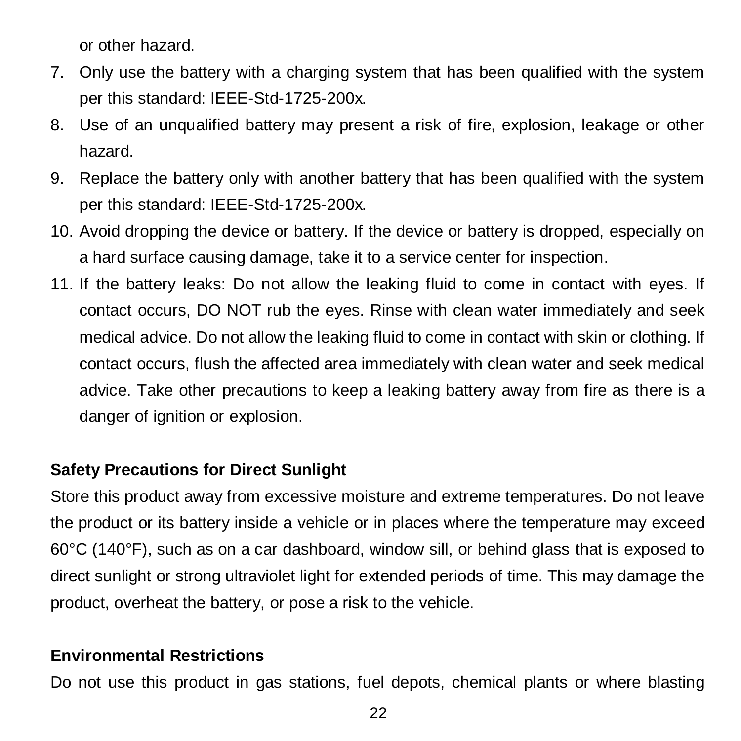or other hazard.

7. Only use the battery with a charging system that has been qualified with the system per this standard: IEEE-Std-1725-200x.
8. Use of an unqualified battery may present a risk of fire, explosion, leakage or other hazard.
9. Replace the battery only with another battery that has been qualified with the system per this standard: IEEE-Std-1725-200x.
10. Avoid dropping the device or battery. If the device or battery is dropped, especially on a hard surface causing damage, take it to a service center for inspection.
11. If the battery leaks: Do not allow the leaking fluid to come in contact with eyes. If contact occurs, DO NOT rub the eyes. Rinse with clean water immediately and seek medical advice. Do not allow the leaking fluid to come in contact with skin or clothing. If contact occurs, flush the affected area immediately with clean water and seek medical advice. Take other precautions to keep a leaking battery away from fire as there is a danger of ignition or explosion.

**Safety Precautions for Direct Sunlight**

Store this product away from excessive moisture and extreme temperatures. Do not leave the product or its battery inside a vehicle or in places where the temperature may exceed 60°C (140°F), such as on a car dashboard, window sill, or behind glass that is exposed to direct sunlight or strong ultraviolet light for extended periods of time. This may damage the product, overheat the battery, or pose a risk to the vehicle.

**Environmental Restrictions**

Do not use this product in gas stations, fuel depots, chemical plants or where blasting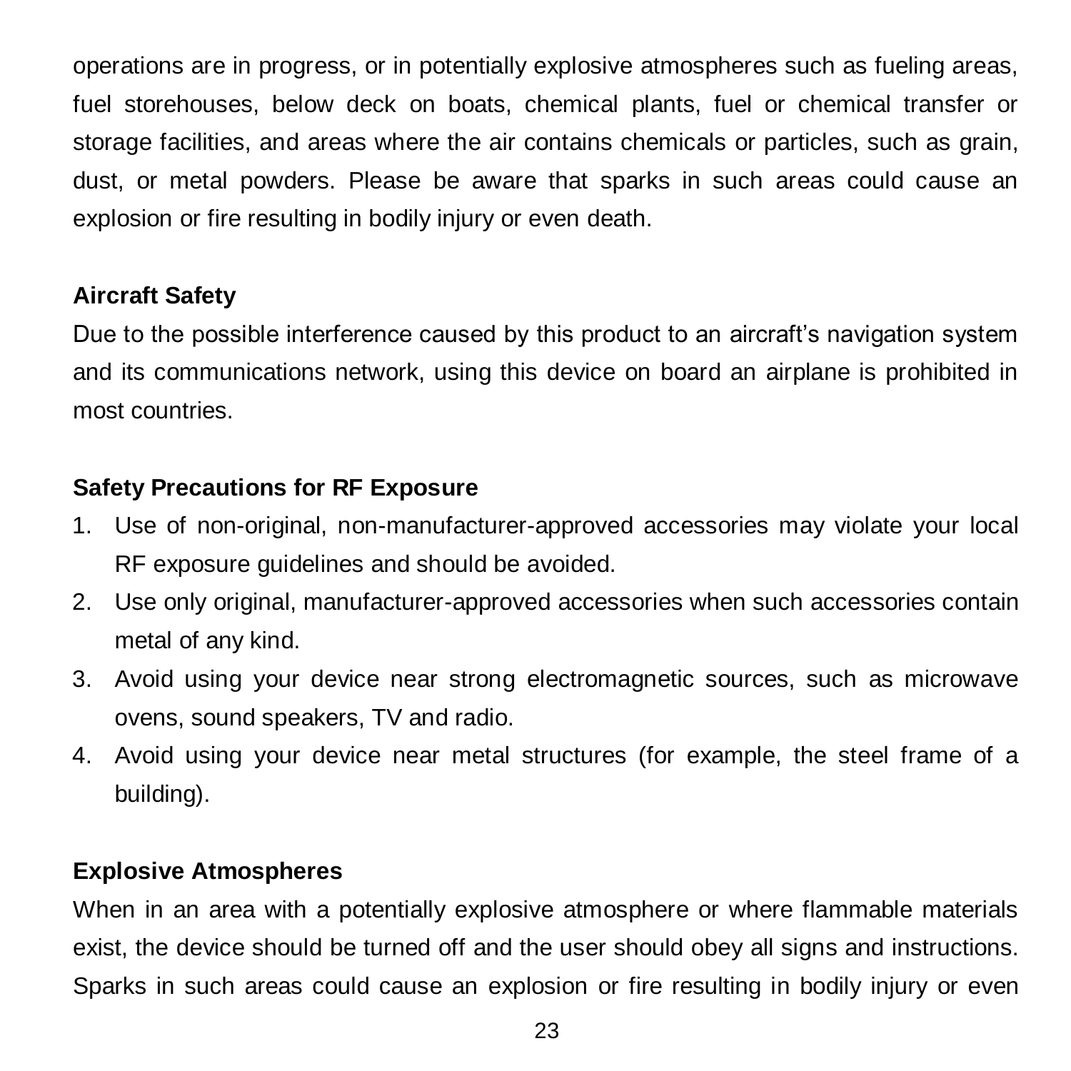operations are in progress, or in potentially explosive atmospheres such as fueling areas, fuel storehouses, below deck on boats, chemical plants, fuel or chemical transfer or storage facilities, and areas where the air contains chemicals or particles, such as grain, dust, or metal powders. Please be aware that sparks in such areas could cause an explosion or fire resulting in bodily injury or even death.

**Aircraft Safety**

Due to the possible interference caused by this product to an aircraft's navigation system and its communications network, using this device on board an airplane is prohibited in most countries.

**Safety Precautions for RF Exposure**

1. Use of non-original, non-manufacturer-approved accessories may violate your local RF exposure guidelines and should be avoided.
2. Use only original, manufacturer-approved accessories when such accessories contain metal of any kind.
3. Avoid using your device near strong electromagnetic sources, such as microwave ovens, sound speakers, TV and radio.
4. Avoid using your device near metal structures (for example, the steel frame of a building).

**Explosive Atmospheres**

When in an area with a potentially explosive atmosphere or where flammable materials exist, the device should be turned off and the user should obey all signs and instructions. Sparks in such areas could cause an explosion or fire resulting in bodily injury or even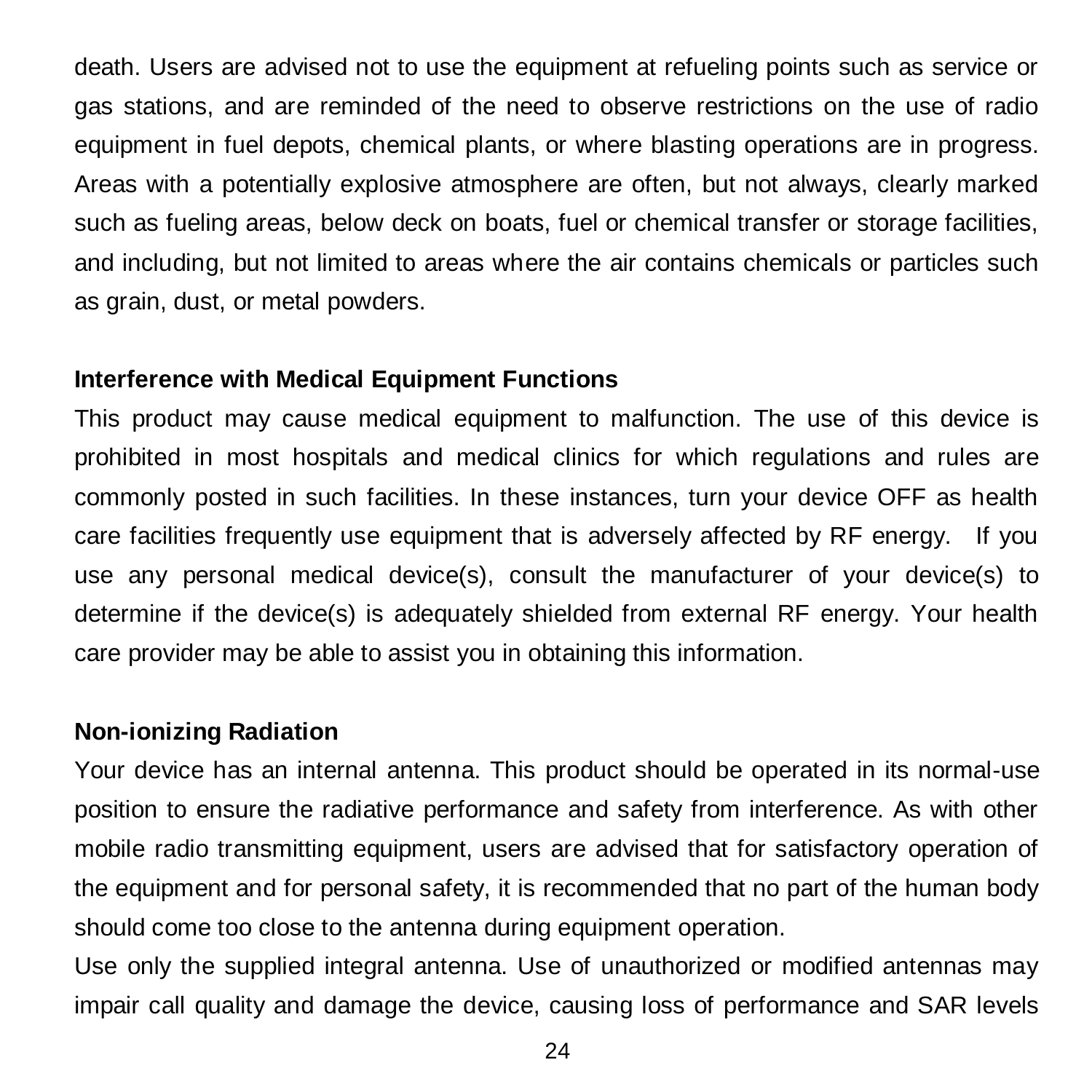death. Users are advised not to use the equipment at refueling points such as service or gas stations, and are reminded of the need to observe restrictions on the use of radio equipment in fuel depots, chemical plants, or where blasting operations are in progress. Areas with a potentially explosive atmosphere are often, but not always, clearly marked such as fueling areas, below deck on boats, fuel or chemical transfer or storage facilities, and including, but not limited to areas where the air contains chemicals or particles such as grain, dust, or metal powders.

**Interference with Medical Equipment Functions**

This product may cause medical equipment to malfunction. The use of this device is prohibited in most hospitals and medical clinics for which regulations and rules are commonly posted in such facilities. In these instances, turn your device OFF as health care facilities frequently use equipment that is adversely affected by RF energy. If you use any personal medical device(s), consult the manufacturer of your device(s) to determine if the device(s) is adequately shielded from external RF energy. Your health care provider may be able to assist you in obtaining this information.

**Non-ionizing Radiation**

Your device has an internal antenna. This product should be operated in its normal-use position to ensure the radiative performance and safety from interference. As with other mobile radio transmitting equipment, users are advised that for satisfactory operation of the equipment and for personal safety, it is recommended that no part of the human body should come too close to the antenna during equipment operation.

Use only the supplied integral antenna. Use of unauthorized or modified antennas may impair call quality and damage the device, causing loss of performance and SAR levels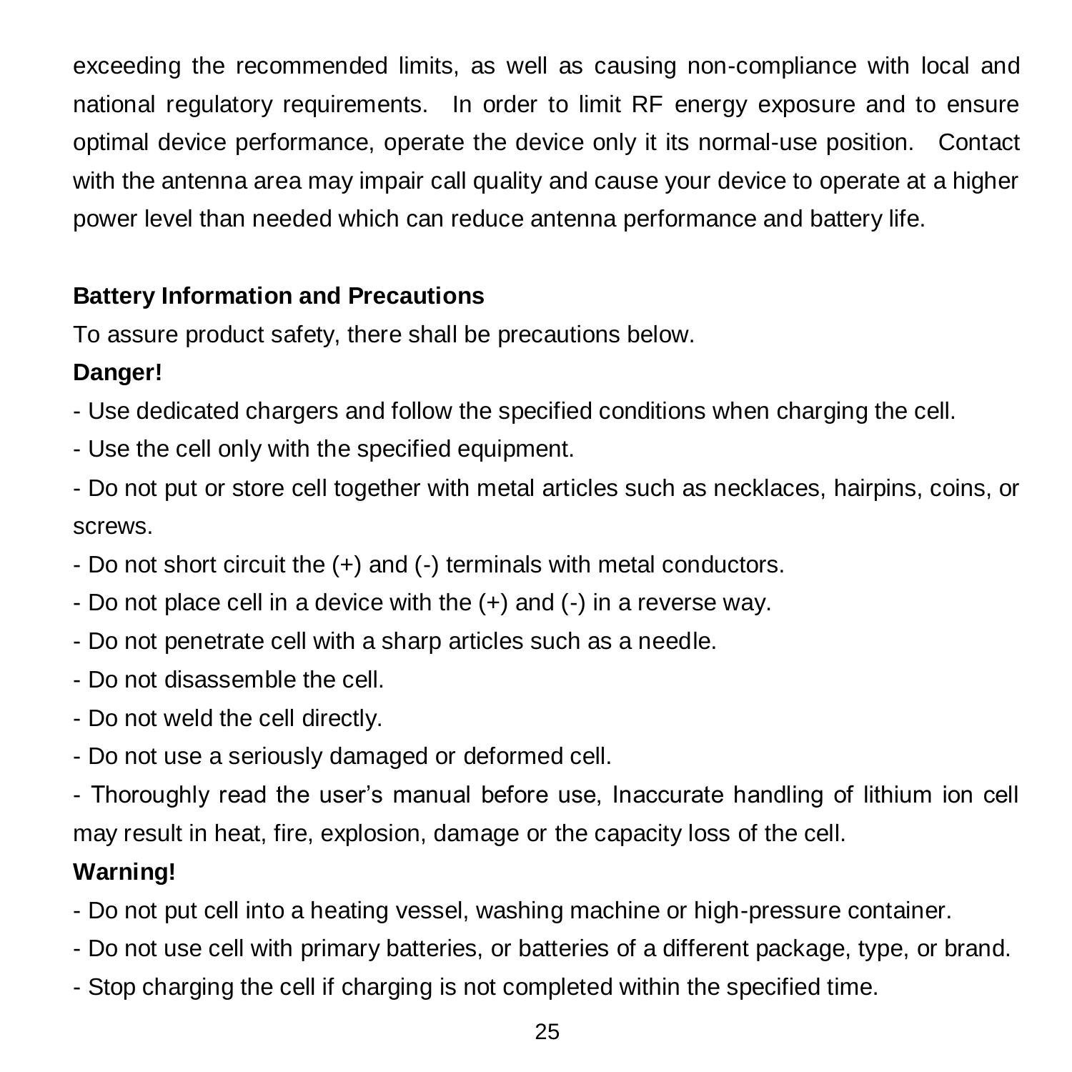exceeding the recommended limits, as well as causing non-compliance with local and national regulatory requirements. In order to limit RF energy exposure and to ensure optimal device performance, operate the device only it its normal-use position. Contact with the antenna area may impair call quality and cause your device to operate at a higher power level than needed which can reduce antenna performance and battery life.

**Battery Information and Precautions**

To assure product safety, there shall be precautions below.

**Danger!**

- Use dedicated chargers and follow the specified conditions when charging the cell.
- Use the cell only with the specified equipment.
- Do not put or store cell together with metal articles such as necklaces, hairpins, coins, or screws.
- Do not short circuit the (+) and (-) terminals with metal conductors.
- Do not place cell in a device with the (+) and (-) in a reverse way.
- Do not penetrate cell with a sharp articles such as a needle.
- Do not disassemble the cell.
- Do not weld the cell directly.
- Do not use a seriously damaged or deformed cell.
- Thoroughly read the user's manual before use, Inaccurate handling of lithium ion cell may result in heat, fire, explosion, damage or the capacity loss of the cell.

**Warning!**

- Do not put cell into a heating vessel, washing machine or high-pressure container.
- Do not use cell with primary batteries, or batteries of a different package, type, or brand.
- Stop charging the cell if charging is not completed within the specified time.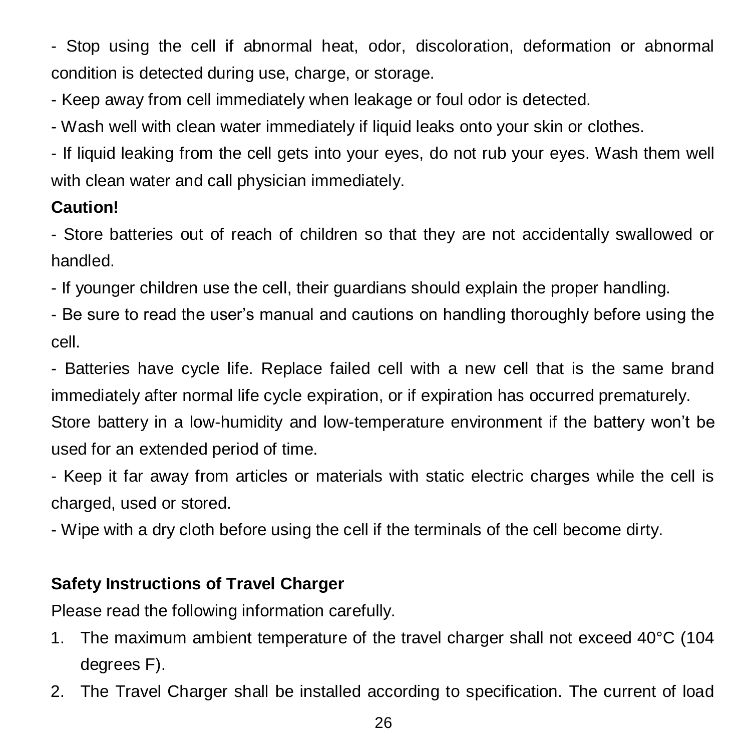- Stop using the cell if abnormal heat, odor, discoloration, deformation or abnormal condition is detected during use, charge, or storage.

- Keep away from cell immediately when leakage or foul odor is detected.

- Wash well with clean water immediately if liquid leaks onto your skin or clothes.

- If liquid leaking from the cell gets into your eyes, do not rub your eyes. Wash them well with clean water and call physician immediately.

**Caution!**

- Store batteries out of reach of children so that they are not accidentally swallowed or handled.

- If younger children use the cell, their guardians should explain the proper handling.

- Be sure to read the user's manual and cautions on handling thoroughly before using the cell.

- Batteries have cycle life. Replace failed cell with a new cell that is the same brand immediately after normal life cycle expiration, or if expiration has occurred prematurely.

Store battery in a low-humidity and low-temperature environment if the battery won't be used for an extended period of time.

- Keep it far away from articles or materials with static electric charges while the cell is charged, used or stored.

- Wipe with a dry cloth before using the cell if the terminals of the cell become dirty.

**Safety Instructions of Travel Charger**

Please read the following information carefully.

1. The maximum ambient temperature of the travel charger shall not exceed 40°C (104 degrees F).
2. The Travel Charger shall be installed according to specification. The current of load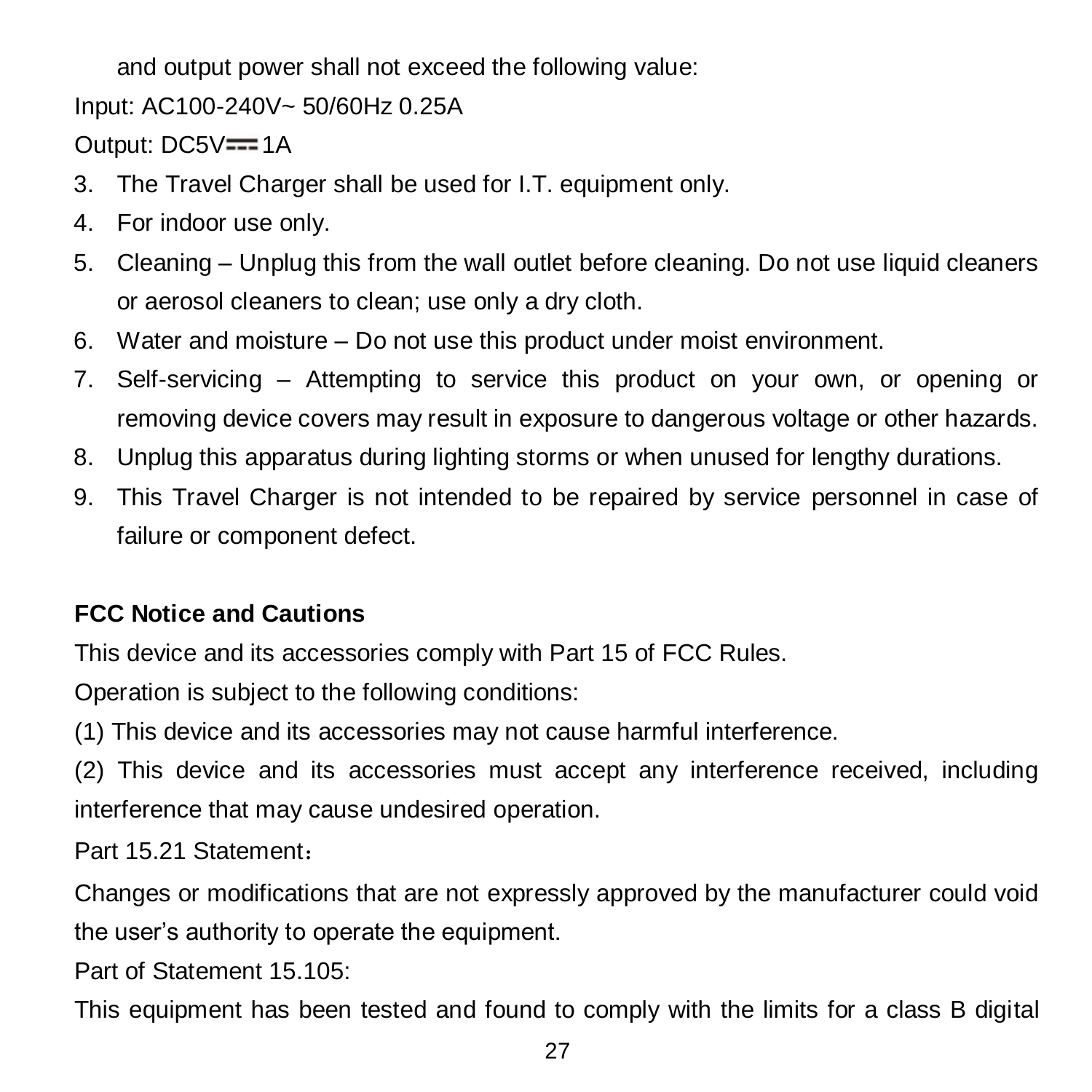and output power shall not exceed the following value:

Input: AC100-240V~ 50/60Hz 0.25A

Output: DC5V⎓1A

3. The Travel Charger shall be used for I.T. equipment only.
4. For indoor use only.
5. Cleaning – Unplug this from the wall outlet before cleaning. Do not use liquid cleaners or aerosol cleaners to clean; use only a dry cloth.
6. Water and moisture – Do not use this product under moist environment.
7. Self-servicing – Attempting to service this product on your own, or opening or removing device covers may result in exposure to dangerous voltage or other hazards.
8. Unplug this apparatus during lighting storms or when unused for lengthy durations.
9. This Travel Charger is not intended to be repaired by service personnel in case of failure or component defect.

**FCC Notice and Cautions**

This device and its accessories comply with Part 15 of FCC Rules.

Operation is subject to the following conditions:

(1) This device and its accessories may not cause harmful interference.

(2) This device and its accessories must accept any interference received, including interference that may cause undesired operation.

Part 15.21 Statement：

Changes or modifications that are not expressly approved by the manufacturer could void the user's authority to operate the equipment.

Part of Statement 15.105:

This equipment has been tested and found to comply with the limits for a class B digital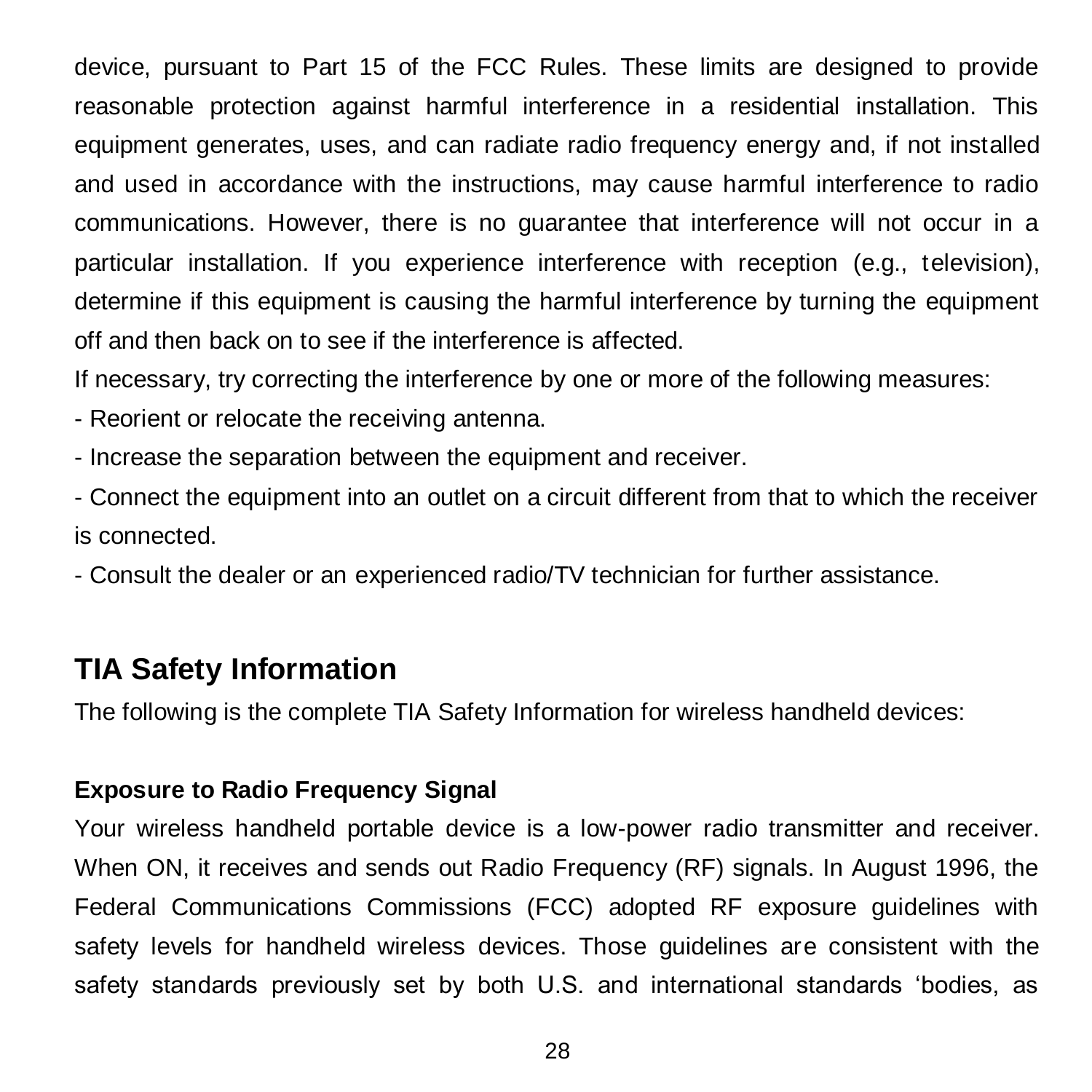device, pursuant to Part 15 of the FCC Rules. These limits are designed to provide reasonable protection against harmful interference in a residential installation. This equipment generates, uses, and can radiate radio frequency energy and, if not installed and used in accordance with the instructions, may cause harmful interference to radio communications. However, there is no guarantee that interference will not occur in a particular installation. If you experience interference with reception (e.g., television), determine if this equipment is causing the harmful interference by turning the equipment off and then back on to see if the interference is affected.

If necessary, try correcting the interference by one or more of the following measures:

- Reorient or relocate the receiving antenna.
- Increase the separation between the equipment and receiver.
- Connect the equipment into an outlet on a circuit different from that to which the receiver is connected.
- Consult the dealer or an experienced radio/TV technician for further assistance.

## TIA Safety Information

The following is the complete TIA Safety Information for wireless handheld devices:

**Exposure to Radio Frequency Signal**

Your wireless handheld portable device is a low-power radio transmitter and receiver. When ON, it receives and sends out Radio Frequency (RF) signals. In August 1996, the Federal Communications Commissions (FCC) adopted RF exposure guidelines with safety levels for handheld wireless devices. Those guidelines are consistent with the safety standards previously set by both U.S. and international standards 'bodies, as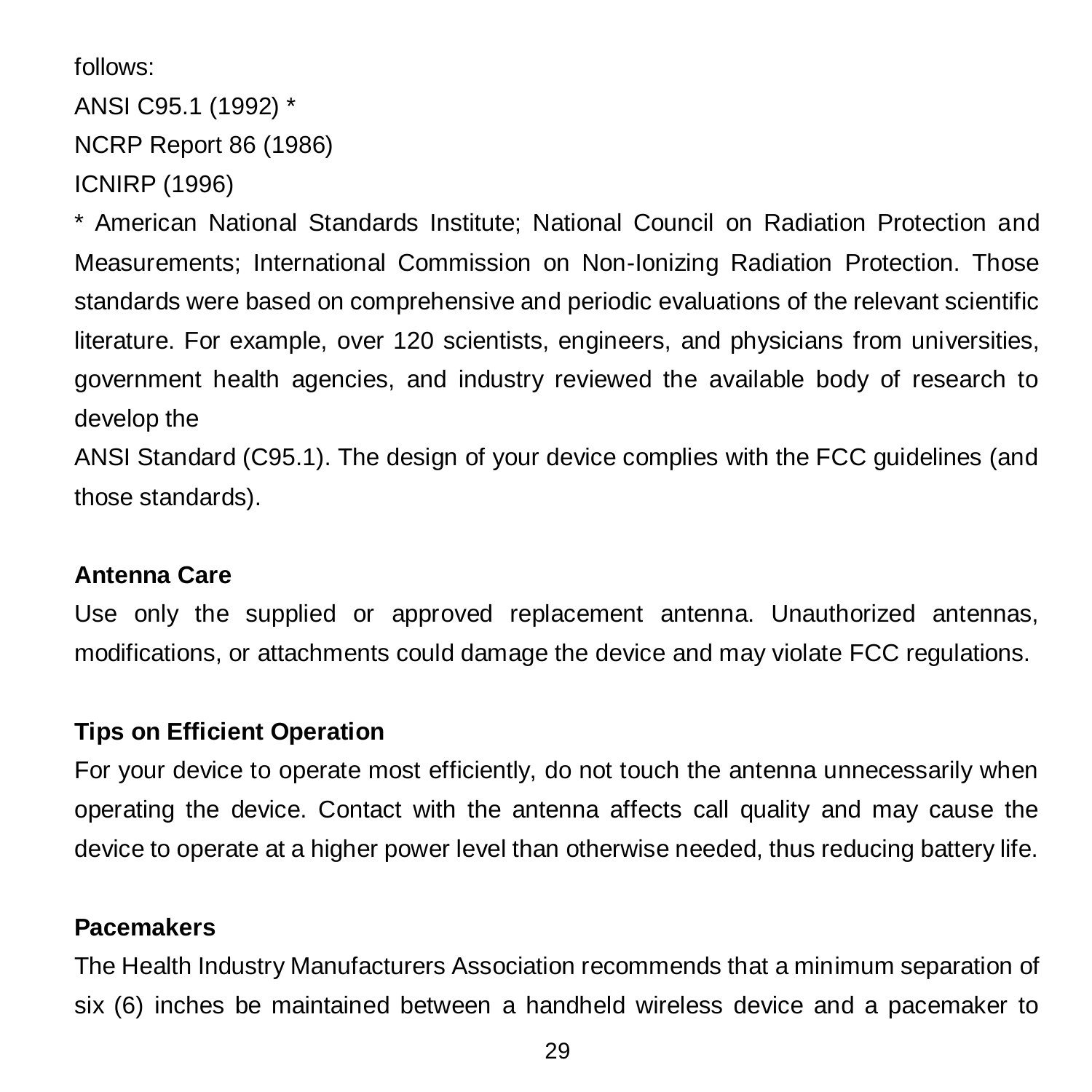follows:

ANSI C95.1 (1992) *

NCRP Report 86 (1986)

ICNIRP (1996)

* American National Standards Institute; National Council on Radiation Protection and Measurements; International Commission on Non-Ionizing Radiation Protection. Those standards were based on comprehensive and periodic evaluations of the relevant scientific literature. For example, over 120 scientists, engineers, and physicians from universities, government health agencies, and industry reviewed the available body of research to develop the

ANSI Standard (C95.1). The design of your device complies with the FCC guidelines (and those standards).

**Antenna Care**

Use only the supplied or approved replacement antenna. Unauthorized antennas, modifications, or attachments could damage the device and may violate FCC regulations.

**Tips on Efficient Operation**

For your device to operate most efficiently, do not touch the antenna unnecessarily when operating the device. Contact with the antenna affects call quality and may cause the device to operate at a higher power level than otherwise needed, thus reducing battery life.

**Pacemakers**

The Health Industry Manufacturers Association recommends that a minimum separation of six (6) inches be maintained between a handheld wireless device and a pacemaker to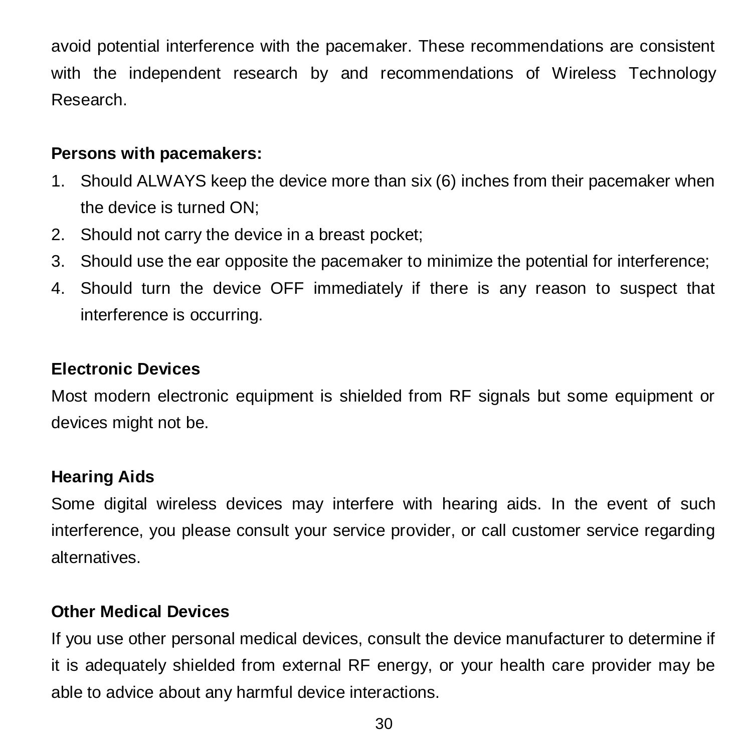avoid potential interference with the pacemaker. These recommendations are consistent with the independent research by and recommendations of Wireless Technology Research.

**Persons with pacemakers:**

1. Should ALWAYS keep the device more than six (6) inches from their pacemaker when the device is turned ON;
2. Should not carry the device in a breast pocket;
3. Should use the ear opposite the pacemaker to minimize the potential for interference;
4. Should turn the device OFF immediately if there is any reason to suspect that interference is occurring.

**Electronic Devices**

Most modern electronic equipment is shielded from RF signals but some equipment or devices might not be.

**Hearing Aids**

Some digital wireless devices may interfere with hearing aids. In the event of such interference, you please consult your service provider, or call customer service regarding alternatives.

**Other Medical Devices**

If you use other personal medical devices, consult the device manufacturer to determine if it is adequately shielded from external RF energy, or your health care provider may be able to advice about any harmful device interactions.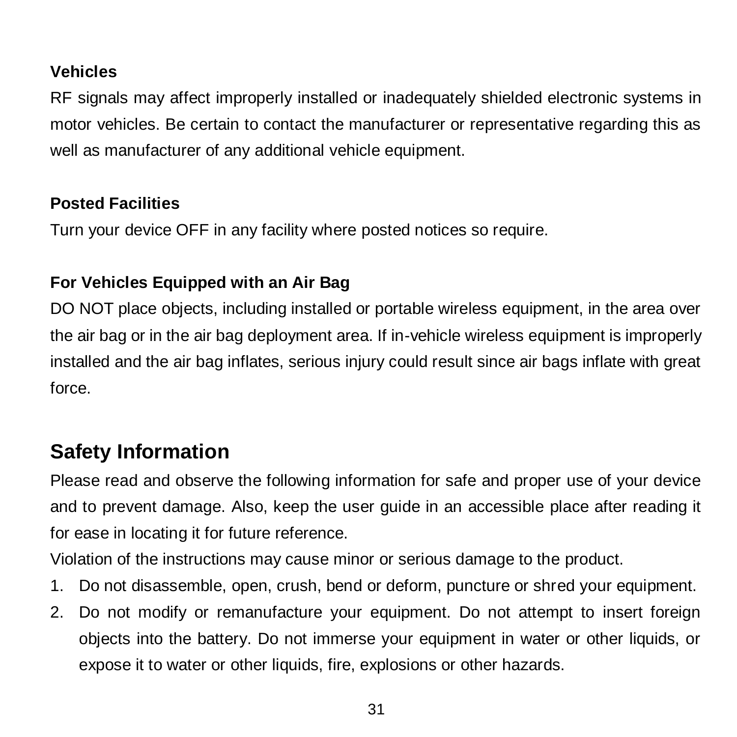**Vehicles**

RF signals may affect improperly installed or inadequately shielded electronic systems in motor vehicles. Be certain to contact the manufacturer or representative regarding this as well as manufacturer of any additional vehicle equipment.

**Posted Facilities**

Turn your device OFF in any facility where posted notices so require.

**For Vehicles Equipped with an Air Bag**

DO NOT place objects, including installed or portable wireless equipment, in the area over the air bag or in the air bag deployment area. If in-vehicle wireless equipment is improperly installed and the air bag inflates, serious injury could result since air bags inflate with great force.

## Safety Information

Please read and observe the following information for safe and proper use of your device and to prevent damage. Also, keep the user guide in an accessible place after reading it for ease in locating it for future reference.

Violation of the instructions may cause minor or serious damage to the product.

1. Do not disassemble, open, crush, bend or deform, puncture or shred your equipment.
2. Do not modify or remanufacture your equipment. Do not attempt to insert foreign objects into the battery. Do not immerse your equipment in water or other liquids, or expose it to water or other liquids, fire, explosions or other hazards.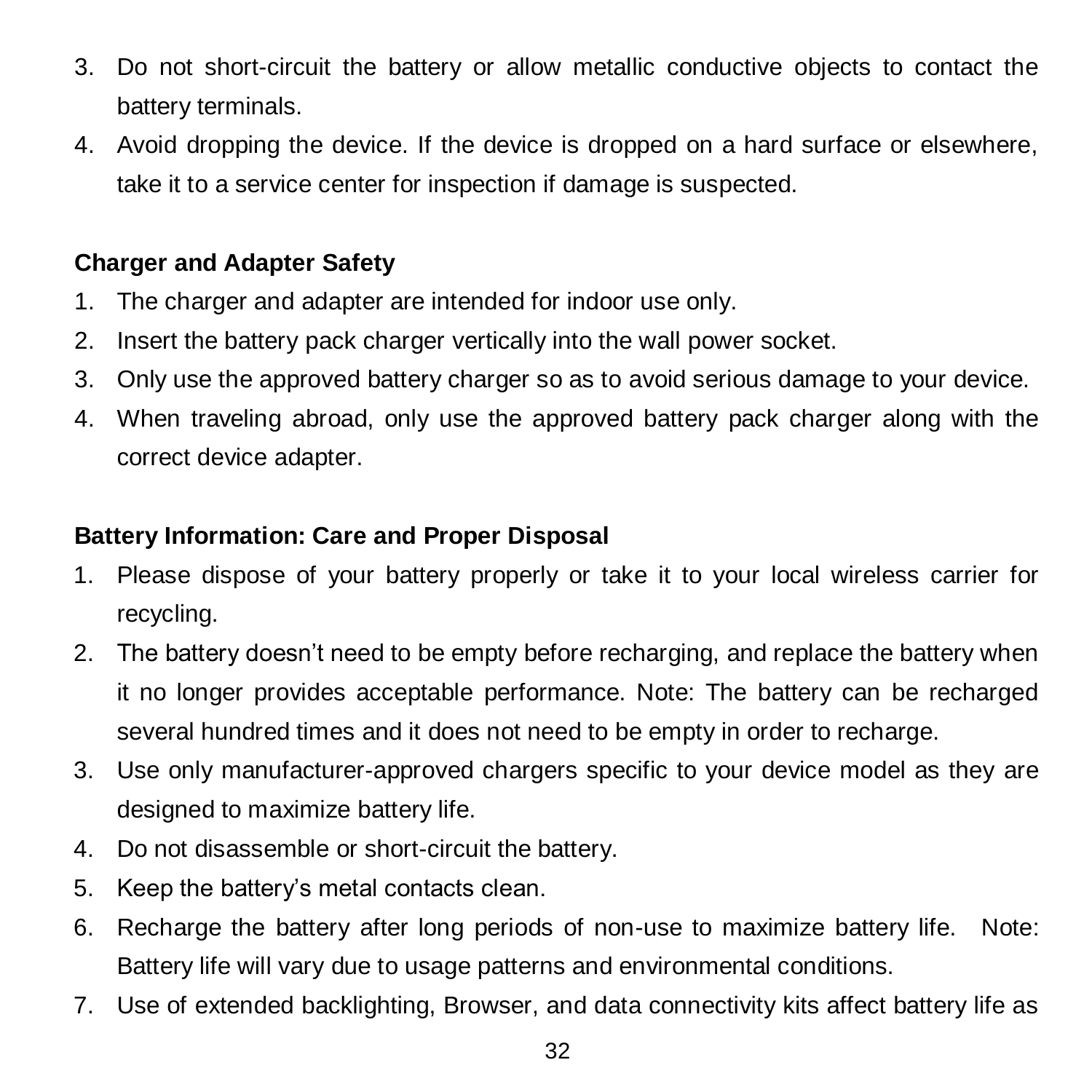3. Do not short-circuit the battery or allow metallic conductive objects to contact the battery terminals.
4. Avoid dropping the device. If the device is dropped on a hard surface or elsewhere, take it to a service center for inspection if damage is suspected.

**Charger and Adapter Safety**

1. The charger and adapter are intended for indoor use only.
2. Insert the battery pack charger vertically into the wall power socket.
3. Only use the approved battery charger so as to avoid serious damage to your device.
4. When traveling abroad, only use the approved battery pack charger along with the correct device adapter.

**Battery Information: Care and Proper Disposal**

1. Please dispose of your battery properly or take it to your local wireless carrier for recycling.
2. The battery doesn't need to be empty before recharging, and replace the battery when it no longer provides acceptable performance. Note: The battery can be recharged several hundred times and it does not need to be empty in order to recharge.
3. Use only manufacturer-approved chargers specific to your device model as they are designed to maximize battery life.
4. Do not disassemble or short-circuit the battery.
5. Keep the battery's metal contacts clean.
6. Recharge the battery after long periods of non-use to maximize battery life. Note: Battery life will vary due to usage patterns and environmental conditions.
7. Use of extended backlighting, Browser, and data connectivity kits affect battery life as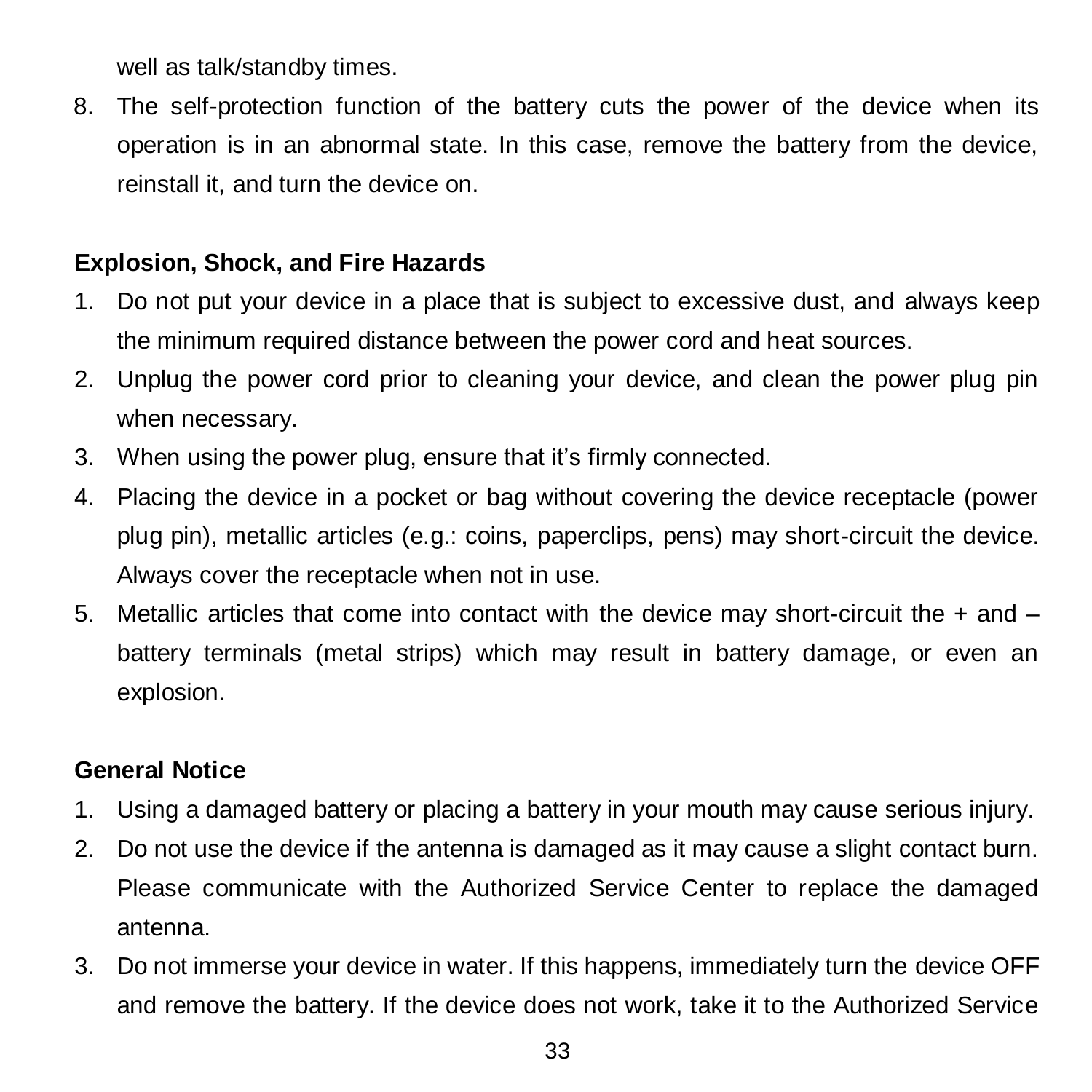well as talk/standby times.

8. The self-protection function of the battery cuts the power of the device when its operation is in an abnormal state. In this case, remove the battery from the device, reinstall it, and turn the device on.

**Explosion, Shock, and Fire Hazards**

1. Do not put your device in a place that is subject to excessive dust, and always keep the minimum required distance between the power cord and heat sources.
2. Unplug the power cord prior to cleaning your device, and clean the power plug pin when necessary.
3. When using the power plug, ensure that it's firmly connected.
4. Placing the device in a pocket or bag without covering the device receptacle (power plug pin), metallic articles (e.g.: coins, paperclips, pens) may short-circuit the device. Always cover the receptacle when not in use.
5. Metallic articles that come into contact with the device may short-circuit the + and – battery terminals (metal strips) which may result in battery damage, or even an explosion.

**General Notice**

1. Using a damaged battery or placing a battery in your mouth may cause serious injury.
2. Do not use the device if the antenna is damaged as it may cause a slight contact burn. Please communicate with the Authorized Service Center to replace the damaged antenna.
3. Do not immerse your device in water. If this happens, immediately turn the device OFF and remove the battery. If the device does not work, take it to the Authorized Service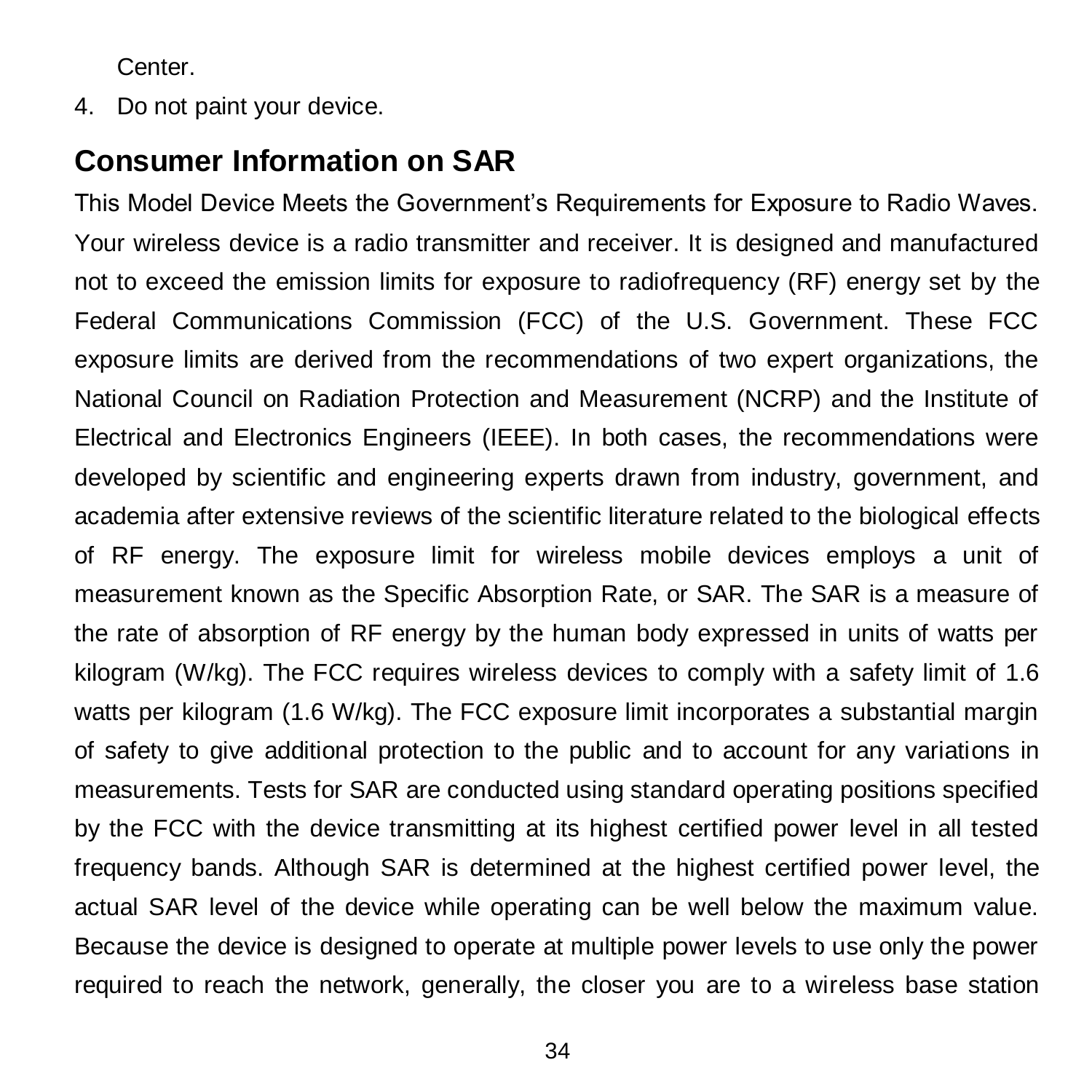Center.

4. Do not paint your device.

## Consumer Information on SAR

This Model Device Meets the Government's Requirements for Exposure to Radio Waves. Your wireless device is a radio transmitter and receiver. It is designed and manufactured not to exceed the emission limits for exposure to radiofrequency (RF) energy set by the Federal Communications Commission (FCC) of the U.S. Government. These FCC exposure limits are derived from the recommendations of two expert organizations, the National Council on Radiation Protection and Measurement (NCRP) and the Institute of Electrical and Electronics Engineers (IEEE). In both cases, the recommendations were developed by scientific and engineering experts drawn from industry, government, and academia after extensive reviews of the scientific literature related to the biological effects of RF energy. The exposure limit for wireless mobile devices employs a unit of measurement known as the Specific Absorption Rate, or SAR. The SAR is a measure of the rate of absorption of RF energy by the human body expressed in units of watts per kilogram (W/kg). The FCC requires wireless devices to comply with a safety limit of 1.6 watts per kilogram (1.6 W/kg). The FCC exposure limit incorporates a substantial margin of safety to give additional protection to the public and to account for any variations in measurements. Tests for SAR are conducted using standard operating positions specified by the FCC with the device transmitting at its highest certified power level in all tested frequency bands. Although SAR is determined at the highest certified power level, the actual SAR level of the device while operating can be well below the maximum value. Because the device is designed to operate at multiple power levels to use only the power required to reach the network, generally, the closer you are to a wireless base station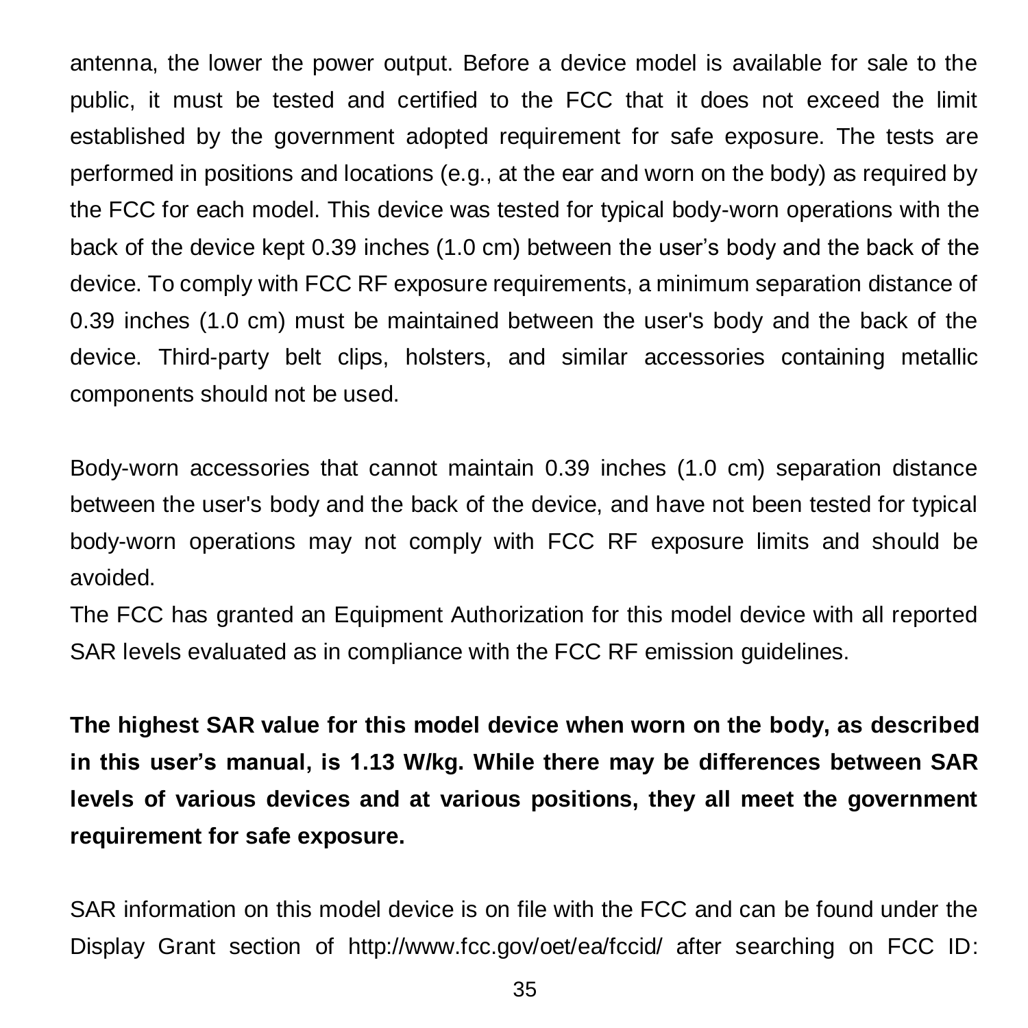antenna, the lower the power output. Before a device model is available for sale to the public, it must be tested and certified to the FCC that it does not exceed the limit established by the government adopted requirement for safe exposure. The tests are performed in positions and locations (e.g., at the ear and worn on the body) as required by the FCC for each model. This device was tested for typical body-worn operations with the back of the device kept 0.39 inches (1.0 cm) between the user's body and the back of the device. To comply with FCC RF exposure requirements, a minimum separation distance of 0.39 inches (1.0 cm) must be maintained between the user's body and the back of the device. Third-party belt clips, holsters, and similar accessories containing metallic components should not be used.

Body-worn accessories that cannot maintain 0.39 inches (1.0 cm) separation distance between the user's body and the back of the device, and have not been tested for typical body-worn operations may not comply with FCC RF exposure limits and should be avoided.

The FCC has granted an Equipment Authorization for this model device with all reported SAR levels evaluated as in compliance with the FCC RF emission guidelines.

**The highest SAR value for this model device when worn on the body, as described in this user's manual, is 1.13 W/kg. While there may be differences between SAR levels of various devices and at various positions, they all meet the government requirement for safe exposure.**

SAR information on this model device is on file with the FCC and can be found under the Display Grant section of http://www.fcc.gov/oet/ea/fccid/ after searching on FCC ID: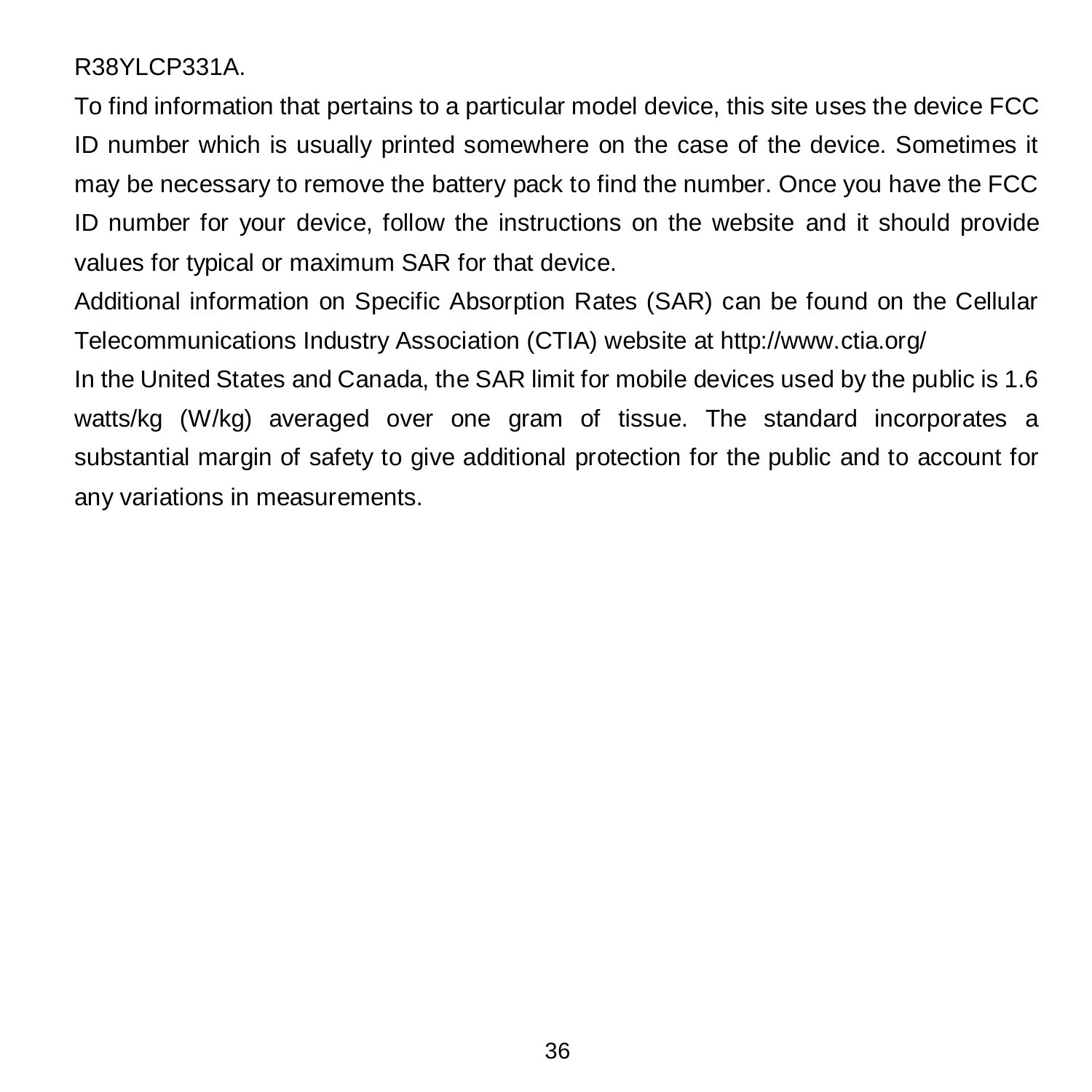R38YLCP331A.

To find information that pertains to a particular model device, this site uses the device FCC ID number which is usually printed somewhere on the case of the device. Sometimes it may be necessary to remove the battery pack to find the number. Once you have the FCC ID number for your device, follow the instructions on the website and it should provide values for typical or maximum SAR for that device.

Additional information on Specific Absorption Rates (SAR) can be found on the Cellular Telecommunications Industry Association (CTIA) website at http://www.ctia.org/

In the United States and Canada, the SAR limit for mobile devices used by the public is 1.6 watts/kg (W/kg) averaged over one gram of tissue. The standard incorporates a substantial margin of safety to give additional protection for the public and to account for any variations in measurements.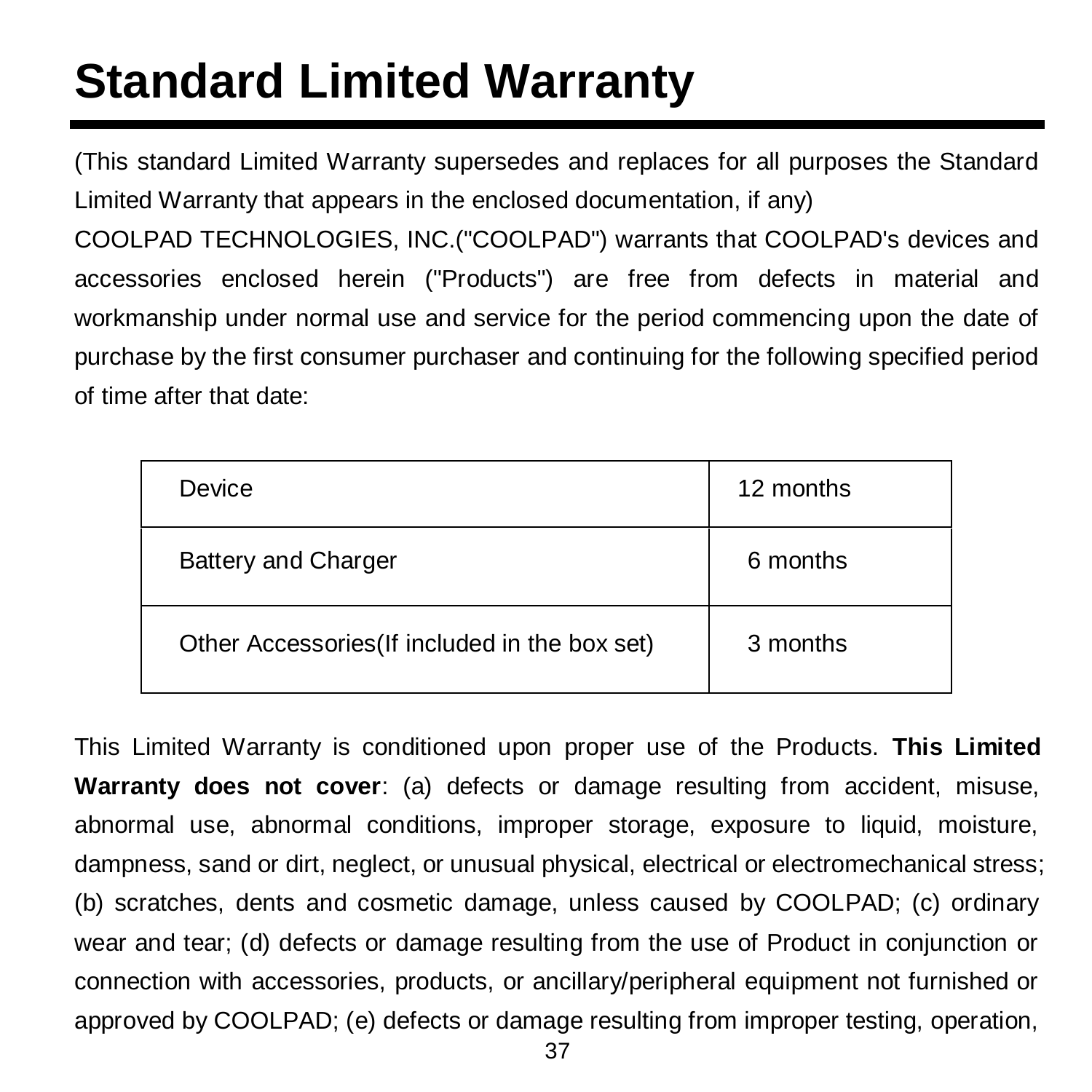# Standard Limited Warranty

(This standard Limited Warranty supersedes and replaces for all purposes the Standard Limited Warranty that appears in the enclosed documentation, if any)

COOLPAD TECHNOLOGIES, INC.("COOLPAD") warrants that COOLPAD's devices and accessories enclosed herein ("Products") are free from defects in material and workmanship under normal use and service for the period commencing upon the date of purchase by the first consumer purchaser and continuing for the following specified period of time after that date:

| Device | 12 months |
|---|---|
| Battery and Charger | 6 months |
| Other Accessories(If included in the box set) | 3 months |

This Limited Warranty is conditioned upon proper use of the Products. **This Limited Warranty does not cover**: (a) defects or damage resulting from accident, misuse, abnormal use, abnormal conditions, improper storage, exposure to liquid, moisture, dampness, sand or dirt, neglect, or unusual physical, electrical or electromechanical stress; (b) scratches, dents and cosmetic damage, unless caused by COOLPAD; (c) ordinary wear and tear; (d) defects or damage resulting from the use of Product in conjunction or connection with accessories, products, or ancillary/peripheral equipment not furnished or approved by COOLPAD; (e) defects or damage resulting from improper testing, operation,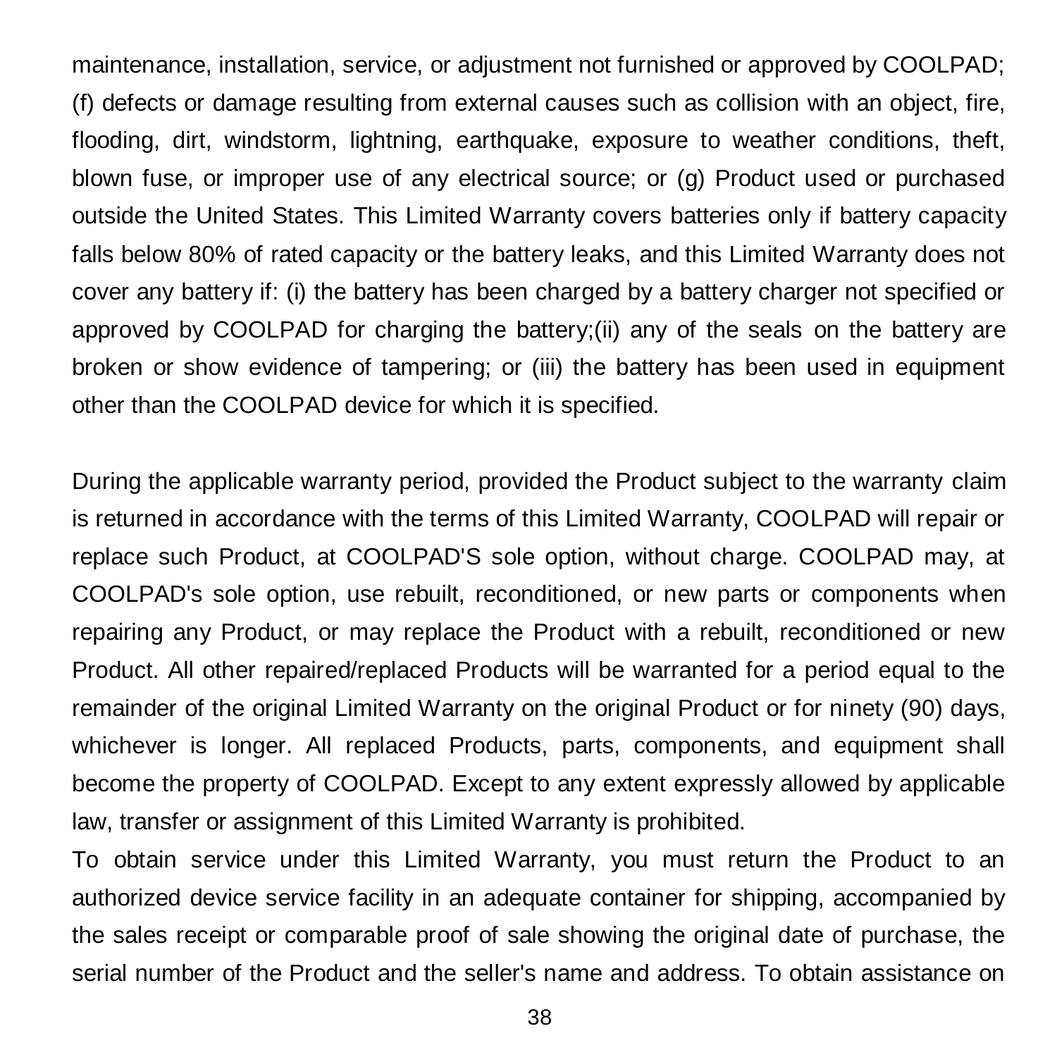maintenance, installation, service, or adjustment not furnished or approved by COOLPAD; (f) defects or damage resulting from external causes such as collision with an object, fire, flooding, dirt, windstorm, lightning, earthquake, exposure to weather conditions, theft, blown fuse, or improper use of any electrical source; or (g) Product used or purchased outside the United States. This Limited Warranty covers batteries only if battery capacity falls below 80% of rated capacity or the battery leaks, and this Limited Warranty does not cover any battery if: (i) the battery has been charged by a battery charger not specified or approved by COOLPAD for charging the battery;(ii) any of the seals on the battery are broken or show evidence of tampering; or (iii) the battery has been used in equipment other than the COOLPAD device for which it is specified.

During the applicable warranty period, provided the Product subject to the warranty claim is returned in accordance with the terms of this Limited Warranty, COOLPAD will repair or replace such Product, at COOLPAD'S sole option, without charge. COOLPAD may, at COOLPAD's sole option, use rebuilt, reconditioned, or new parts or components when repairing any Product, or may replace the Product with a rebuilt, reconditioned or new Product. All other repaired/replaced Products will be warranted for a period equal to the remainder of the original Limited Warranty on the original Product or for ninety (90) days, whichever is longer. All replaced Products, parts, components, and equipment shall become the property of COOLPAD. Except to any extent expressly allowed by applicable law, transfer or assignment of this Limited Warranty is prohibited.

To obtain service under this Limited Warranty, you must return the Product to an authorized device service facility in an adequate container for shipping, accompanied by the sales receipt or comparable proof of sale showing the original date of purchase, the serial number of the Product and the seller's name and address. To obtain assistance on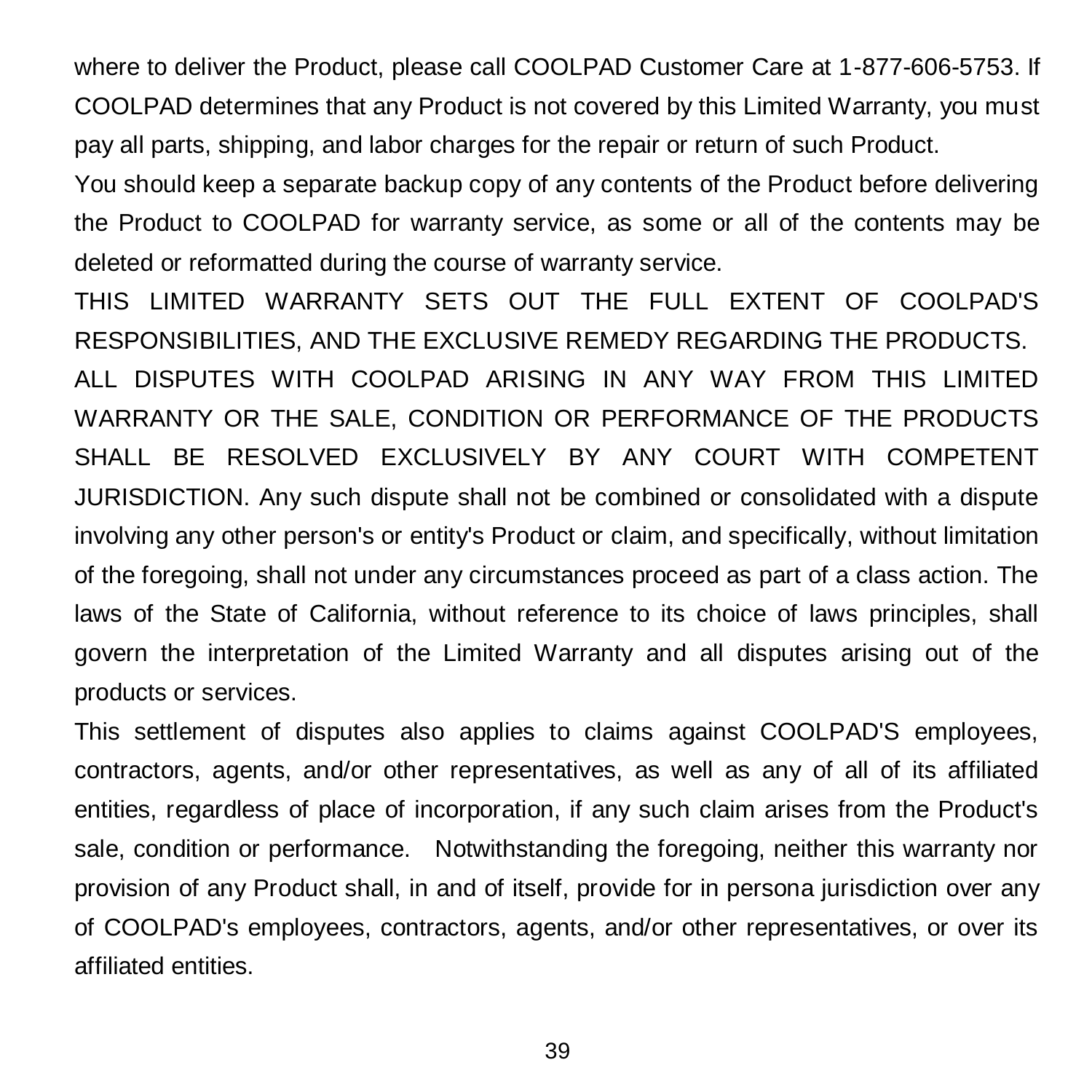where to deliver the Product, please call COOLPAD Customer Care at 1-877-606-5753. If COOLPAD determines that any Product is not covered by this Limited Warranty, you must pay all parts, shipping, and labor charges for the repair or return of such Product.

You should keep a separate backup copy of any contents of the Product before delivering the Product to COOLPAD for warranty service, as some or all of the contents may be deleted or reformatted during the course of warranty service.

THIS LIMITED WARRANTY SETS OUT THE FULL EXTENT OF COOLPAD'S RESPONSIBILITIES, AND THE EXCLUSIVE REMEDY REGARDING THE PRODUCTS.

ALL DISPUTES WITH COOLPAD ARISING IN ANY WAY FROM THIS LIMITED WARRANTY OR THE SALE, CONDITION OR PERFORMANCE OF THE PRODUCTS SHALL BE RESOLVED EXCLUSIVELY BY ANY COURT WITH COMPETENT JURISDICTION. Any such dispute shall not be combined or consolidated with a dispute involving any other person's or entity's Product or claim, and specifically, without limitation of the foregoing, shall not under any circumstances proceed as part of a class action. The laws of the State of California, without reference to its choice of laws principles, shall govern the interpretation of the Limited Warranty and all disputes arising out of the products or services.

This settlement of disputes also applies to claims against COOLPAD'S employees, contractors, agents, and/or other representatives, as well as any of all of its affiliated entities, regardless of place of incorporation, if any such claim arises from the Product's sale, condition or performance. Notwithstanding the foregoing, neither this warranty nor provision of any Product shall, in and of itself, provide for in persona jurisdiction over any of COOLPAD's employees, contractors, agents, and/or other representatives, or over its affiliated entities.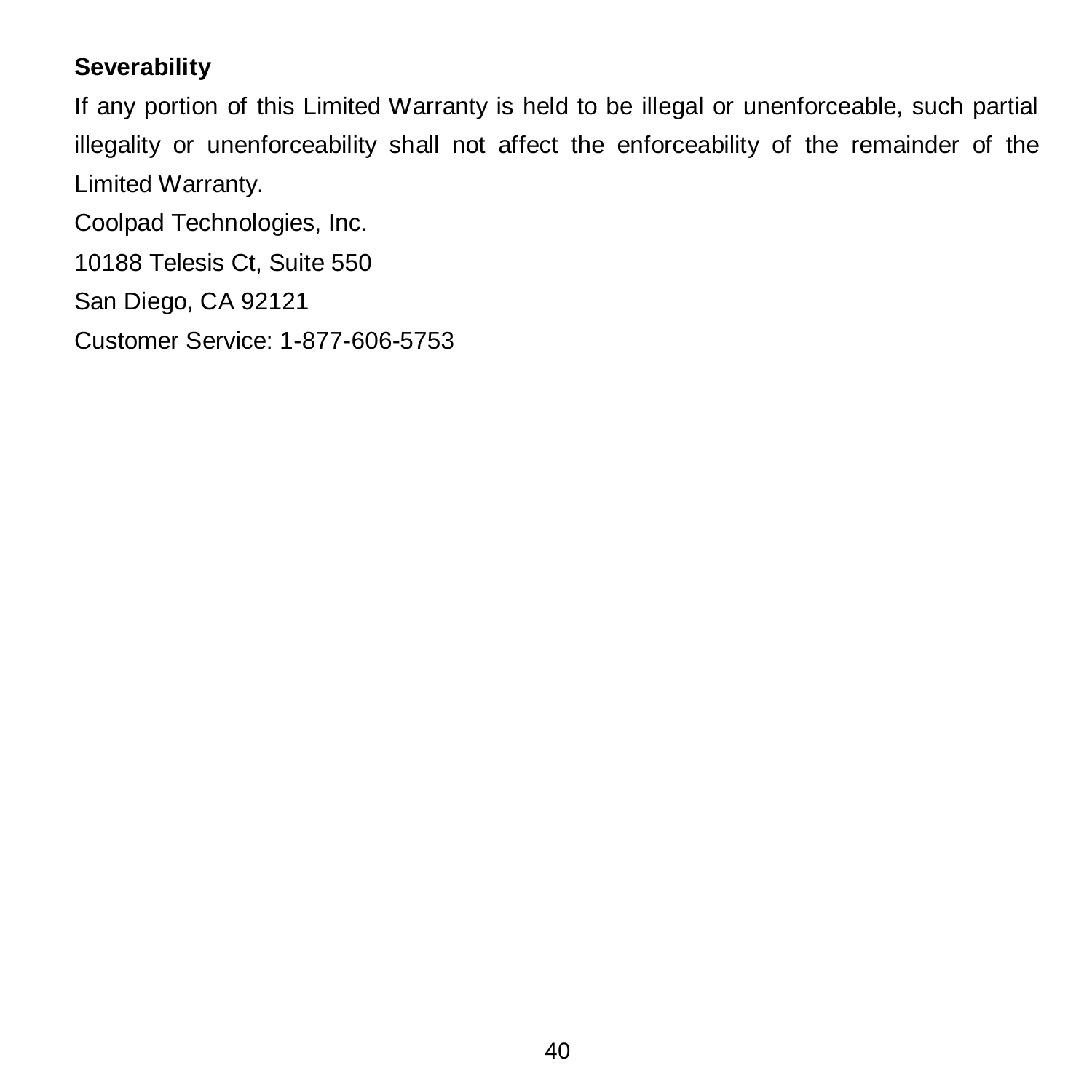**Severability**

If any portion of this Limited Warranty is held to be illegal or unenforceable, such partial illegality or unenforceability shall not affect the enforceability of the remainder of the Limited Warranty.

Coolpad Technologies, Inc.

10188 Telesis Ct, Suite 550

San Diego, CA 92121

Customer Service: 1-877-606-5753